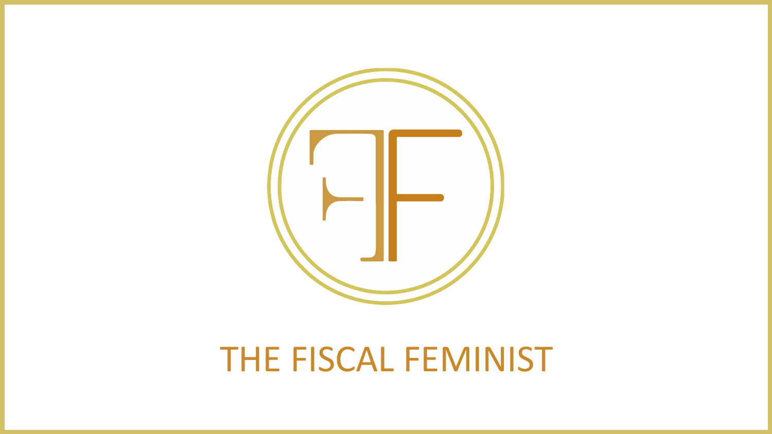# THE FISCAL FEMINIST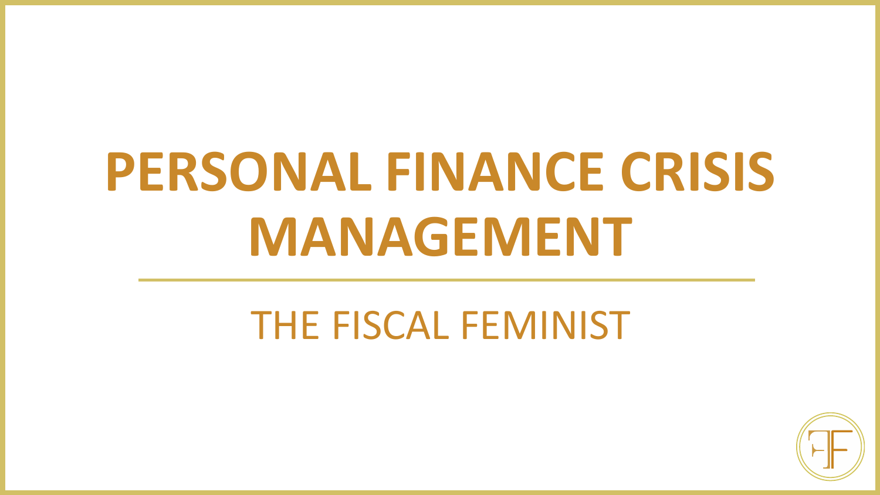# PERSONAL FINANCE CRISIS MANAGEMENT

THE FISCAL FEMINIST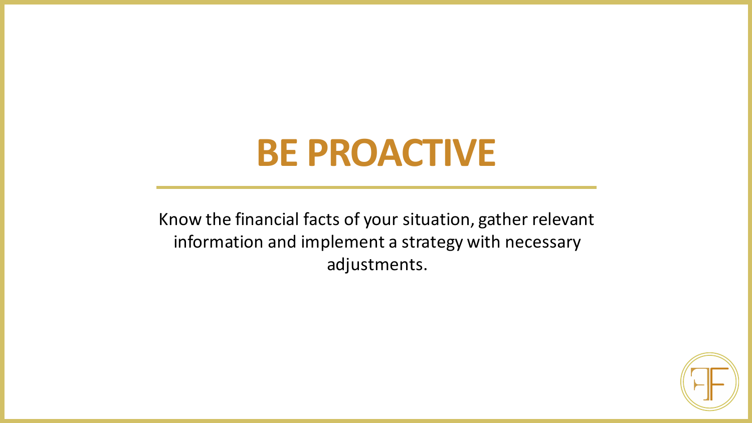# BE PROACTIVE

Know the financial facts of your situation, gather relevant information and implement a strategy with necessary adjustments.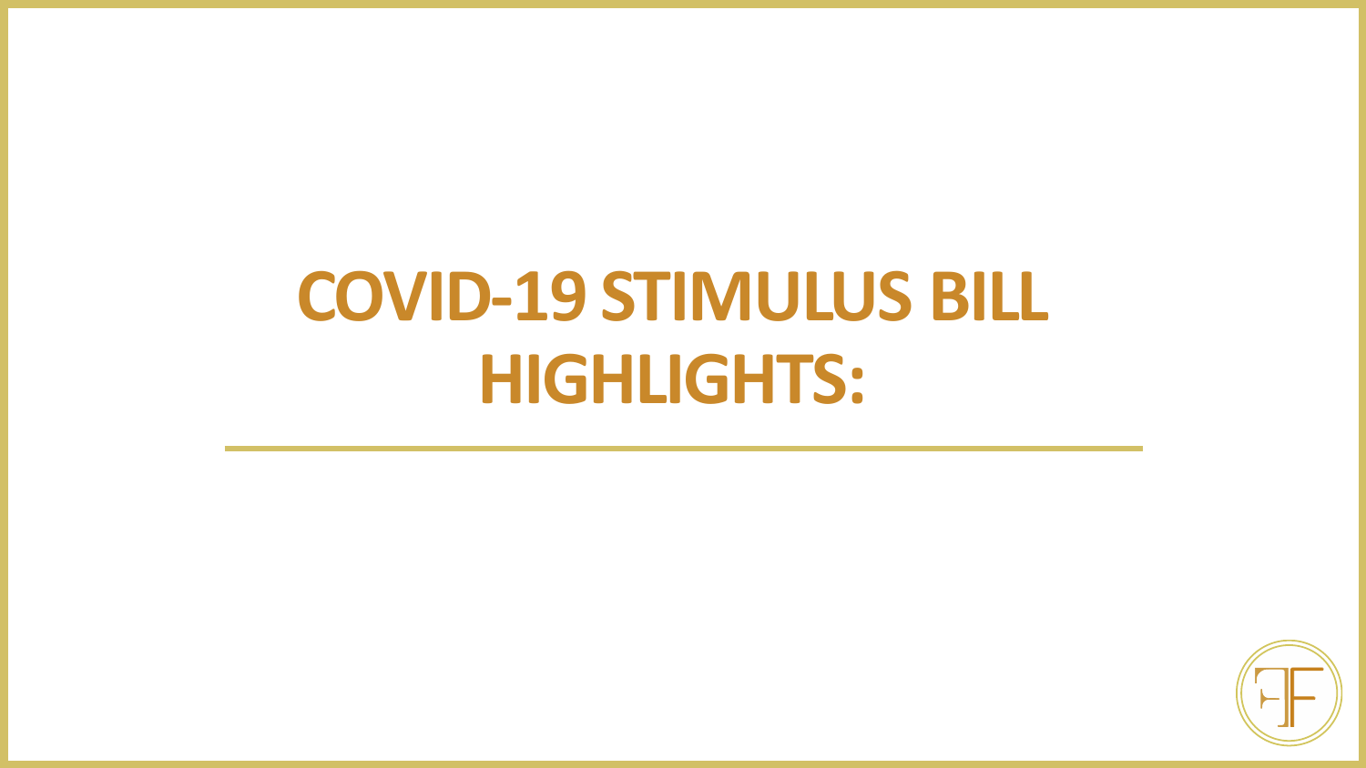# COVID-19 STIMULUS BILL HIGHLIGHTS: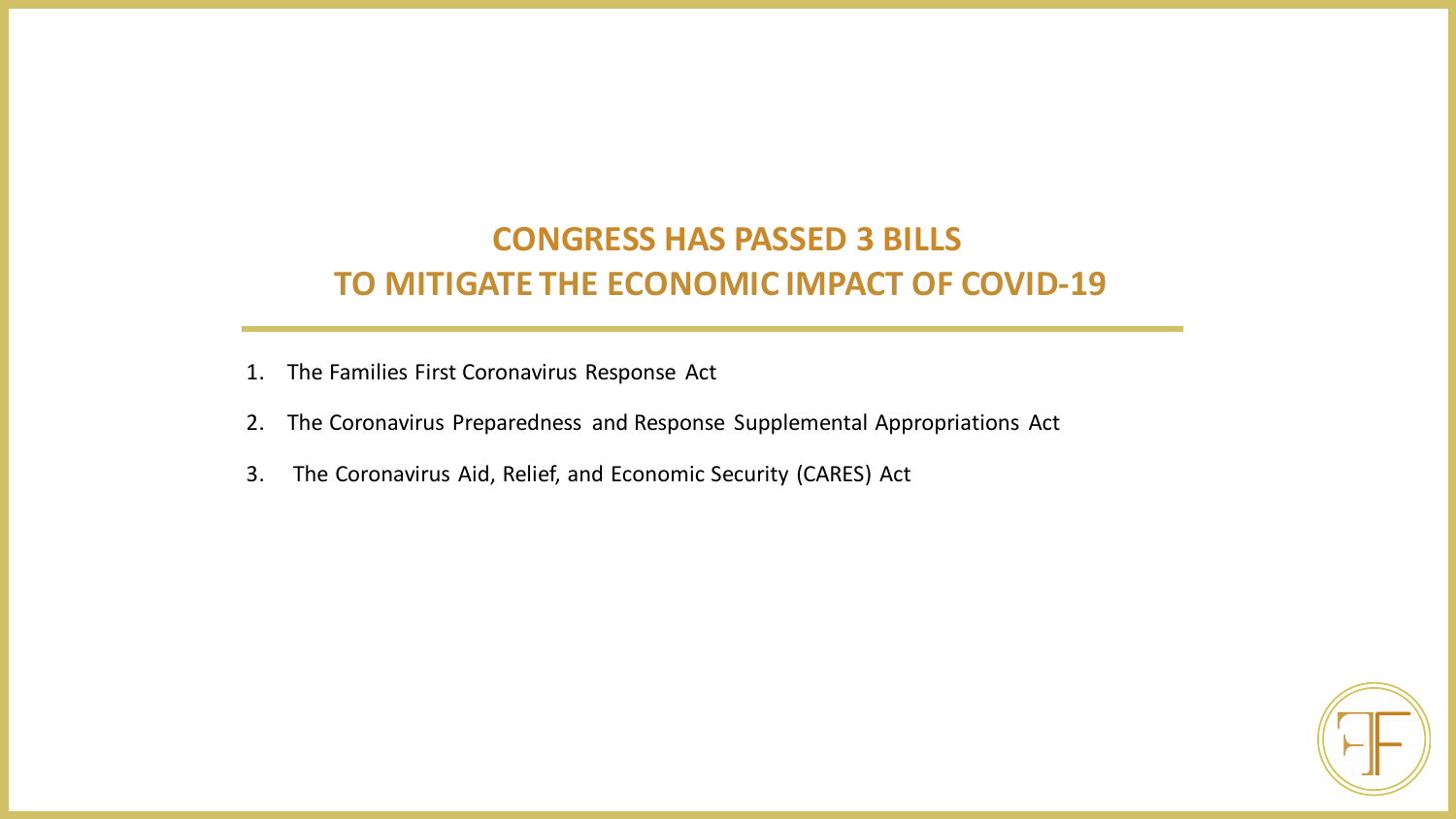# CONGRESS HAS PASSED 3 BILLS TO MITIGATE THE ECONOMIC IMPACT OF COVID-19

1. The Families First Coronavirus Response Act
2. The Coronavirus Preparedness and Response Supplemental Appropriations Act
3. The Coronavirus Aid, Relief, and Economic Security (CARES) Act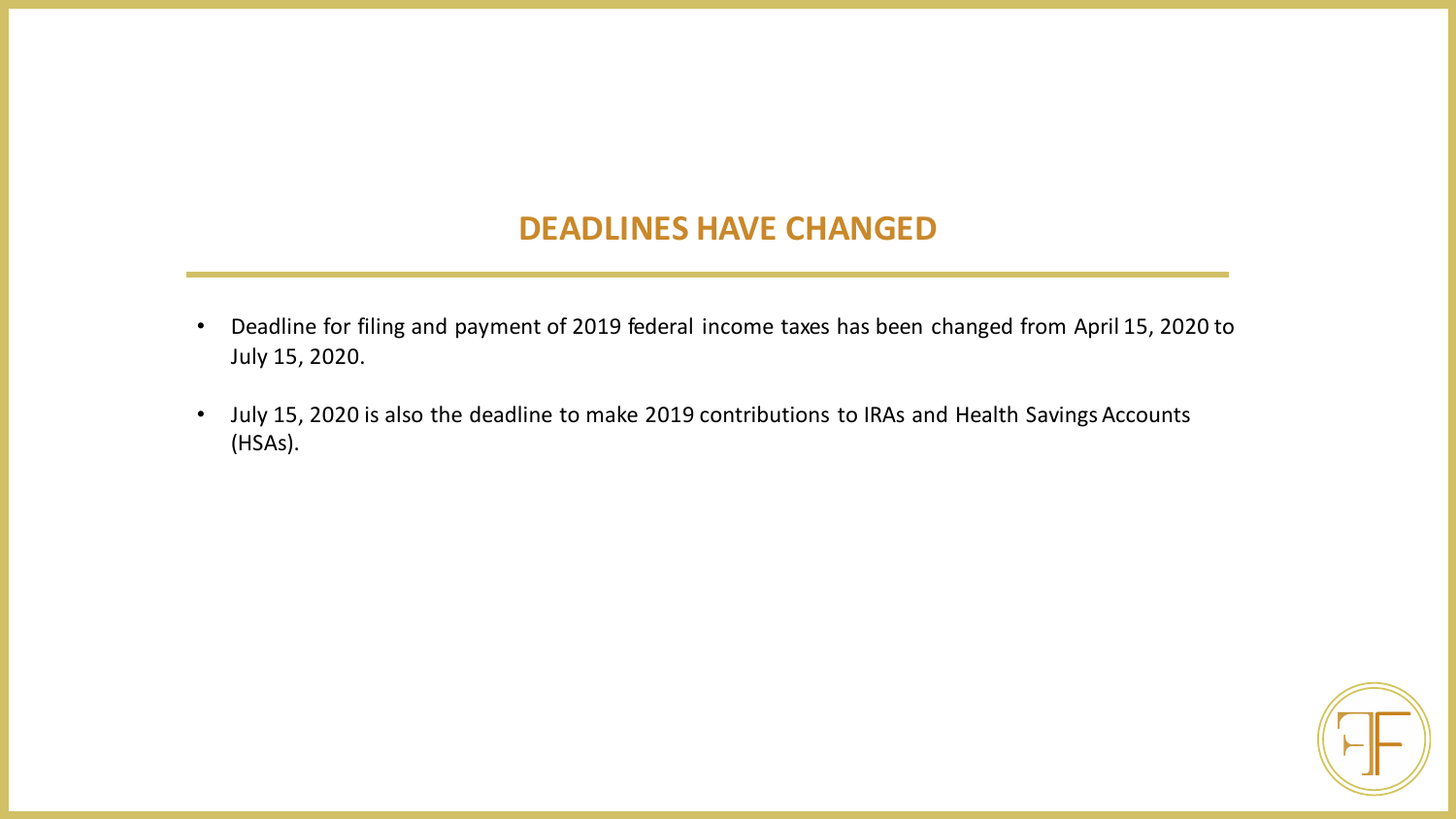## DEADLINES HAVE CHANGED

- Deadline for filing and payment of 2019 federal income taxes has been changed from April 15, 2020 to July 15, 2020.
- July 15, 2020 is also the deadline to make 2019 contributions to IRAs and Health Savings Accounts (HSAs).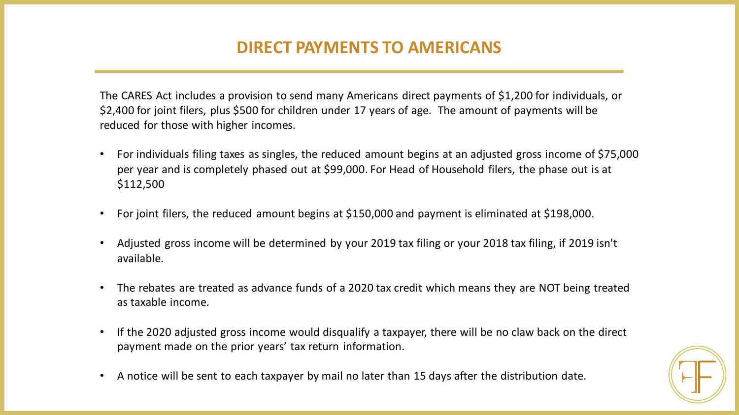# DIRECT PAYMENTS TO AMERICANS

The CARES Act includes a provision to send many Americans direct payments of $1,200 for individuals, or $2,400 for joint filers, plus $500 for children under 17 years of age. The amount of payments will be reduced for those with higher incomes.

- For individuals filing taxes as singles, the reduced amount begins at an adjusted gross income of $75,000 per year and is completely phased out at $99,000. For Head of Household filers, the phase out is at $112,500
- For joint filers, the reduced amount begins at $150,000 and payment is eliminated at $198,000.
- Adjusted gross income will be determined by your 2019 tax filing or your 2018 tax filing, if 2019 isn't available.
- The rebates are treated as advance funds of a 2020 tax credit which means they are NOT being treated as taxable income.
- If the 2020 adjusted gross income would disqualify a taxpayer, there will be no claw back on the direct payment made on the prior years' tax return information.
- A notice will be sent to each taxpayer by mail no later than 15 days after the distribution date.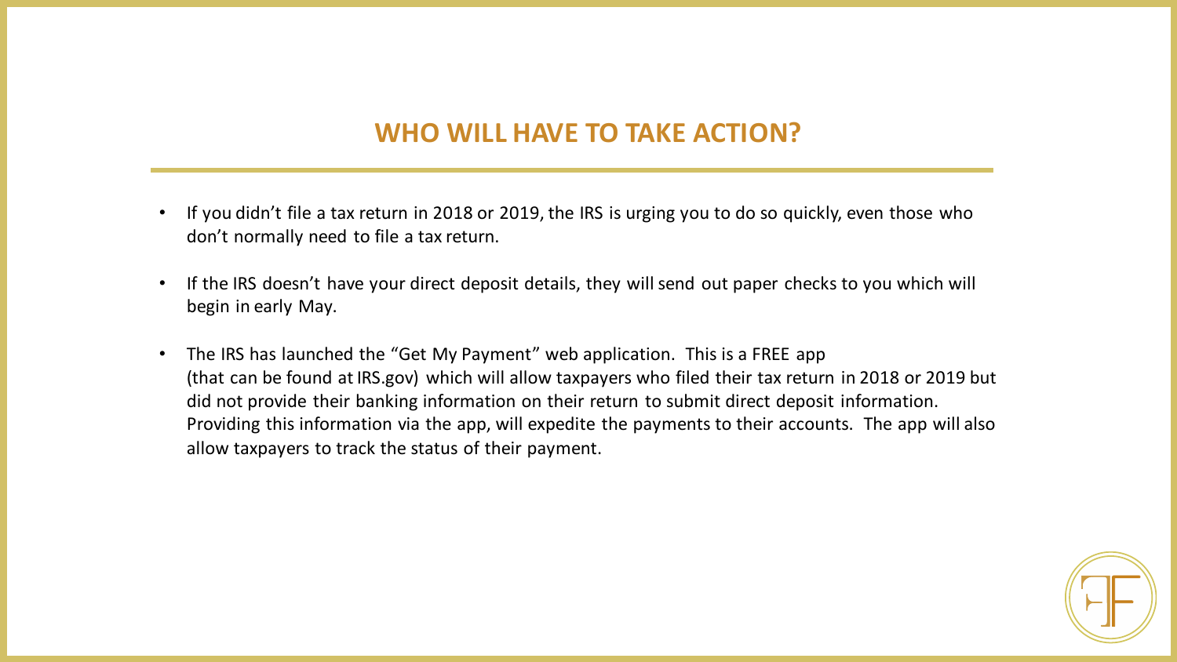## WHO WILL HAVE TO TAKE ACTION?

- If you didn't file a tax return in 2018 or 2019, the IRS is urging you to do so quickly, even those who don't normally need to file a tax return.
- If the IRS doesn't have your direct deposit details, they will send out paper checks to you which will begin in early May.
- The IRS has launched the "Get My Payment" web application. This is a FREE app (that can be found at IRS.gov) which will allow taxpayers who filed their tax return in 2018 or 2019 but did not provide their banking information on their return to submit direct deposit information. Providing this information via the app, will expedite the payments to their accounts. The app will also allow taxpayers to track the status of their payment.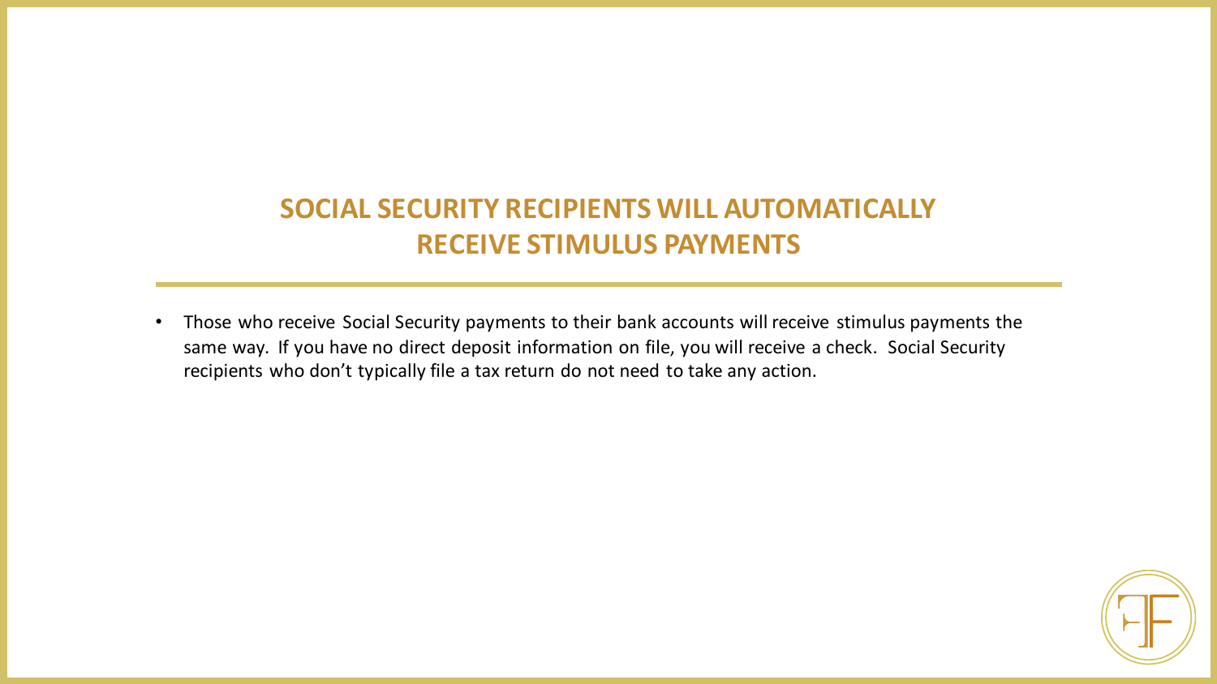# SOCIAL SECURITY RECIPIENTS WILL AUTOMATICALLY RECEIVE STIMULUS PAYMENTS

- Those who receive Social Security payments to their bank accounts will receive stimulus payments the same way. If you have no direct deposit information on file, you will receive a check. Social Security recipients who don't typically file a tax return do not need to take any action.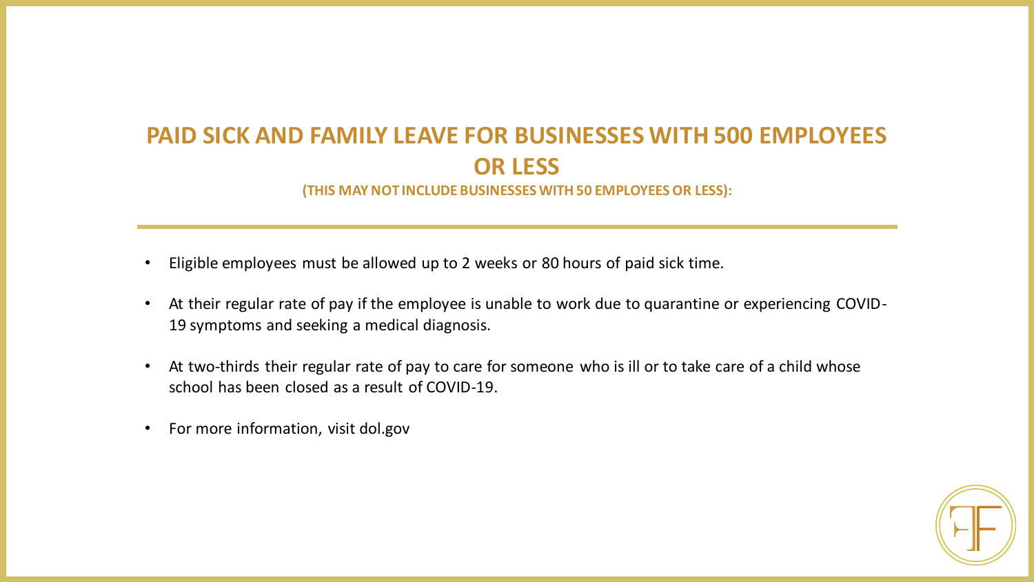## PAID SICK AND FAMILY LEAVE FOR BUSINESSES WITH 500 EMPLOYEES OR LESS

**(THIS MAY NOT INCLUDE BUSINESSES WITH 50 EMPLOYEES OR LESS):**

- Eligible employees must be allowed up to 2 weeks or 80 hours of paid sick time.
- At their regular rate of pay if the employee is unable to work due to quarantine or experiencing COVID-19 symptoms and seeking a medical diagnosis.
- At two-thirds their regular rate of pay to care for someone who is ill or to take care of a child whose school has been closed as a result of COVID-19.
- For more information, visit dol.gov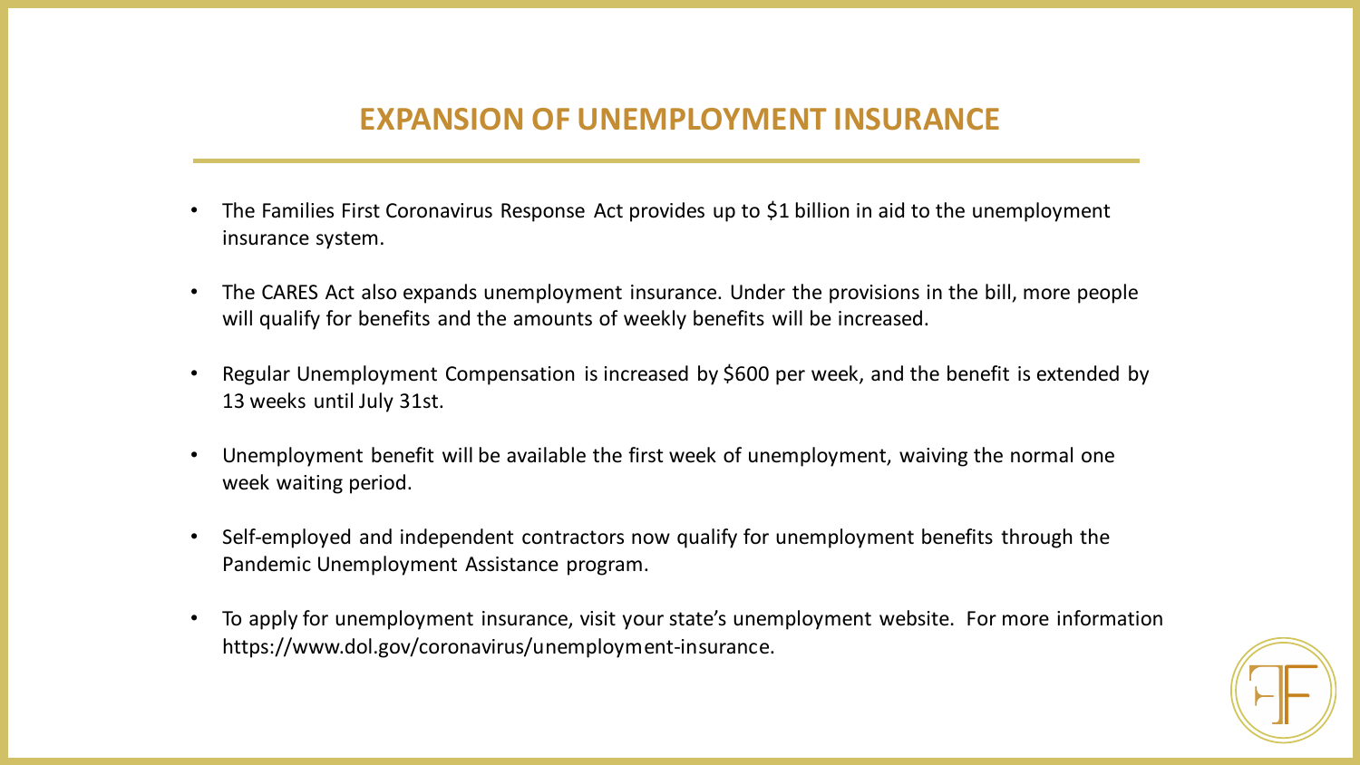# EXPANSION OF UNEMPLOYMENT INSURANCE

- The Families First Coronavirus Response Act provides up to $1 billion in aid to the unemployment insurance system.
- The CARES Act also expands unemployment insurance. Under the provisions in the bill, more people will qualify for benefits and the amounts of weekly benefits will be increased.
- Regular Unemployment Compensation is increased by $600 per week, and the benefit is extended by 13 weeks until July 31st.
- Unemployment benefit will be available the first week of unemployment, waiving the normal one week waiting period.
- Self-employed and independent contractors now qualify for unemployment benefits through the Pandemic Unemployment Assistance program.
- To apply for unemployment insurance, visit your state's unemployment website. For more information https://www.dol.gov/coronavirus/unemployment-insurance.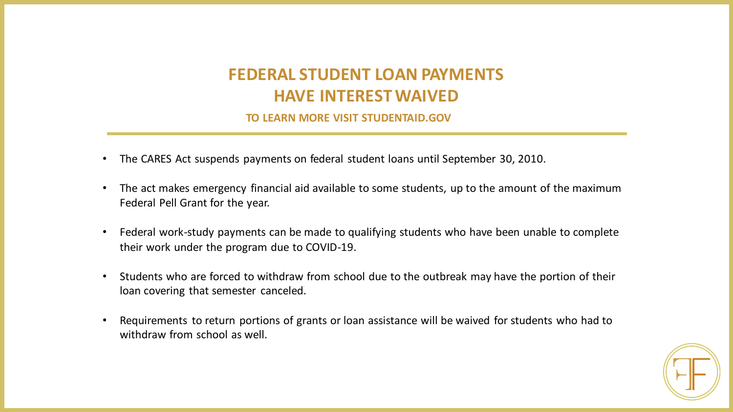## FEDERAL STUDENT LOAN PAYMENTS HAVE INTEREST WAIVED

**TO LEARN MORE VISIT STUDENTAID.GOV**

- The CARES Act suspends payments on federal student loans until September 30, 2010.
- The act makes emergency financial aid available to some students, up to the amount of the maximum Federal Pell Grant for the year.
- Federal work-study payments can be made to qualifying students who have been unable to complete their work under the program due to COVID-19.
- Students who are forced to withdraw from school due to the outbreak may have the portion of their loan covering that semester canceled.
- Requirements to return portions of grants or loan assistance will be waived for students who had to withdraw from school as well.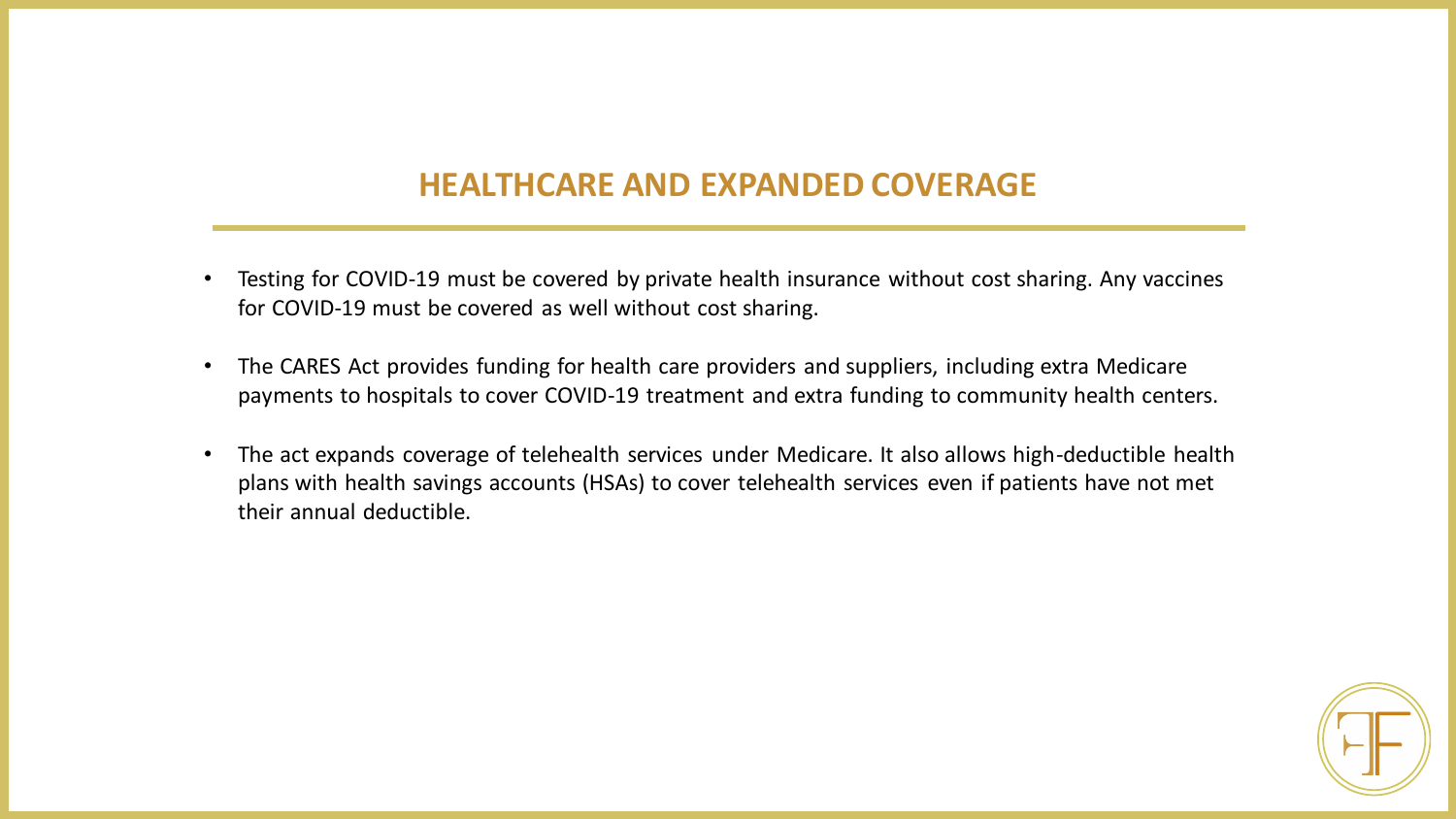## HEALTHCARE AND EXPANDED COVERAGE

- Testing for COVID-19 must be covered by private health insurance without cost sharing. Any vaccines for COVID-19 must be covered as well without cost sharing.
- The CARES Act provides funding for health care providers and suppliers, including extra Medicare payments to hospitals to cover COVID-19 treatment and extra funding to community health centers.
- The act expands coverage of telehealth services under Medicare. It also allows high-deductible health plans with health savings accounts (HSAs) to cover telehealth services even if patients have not met their annual deductible.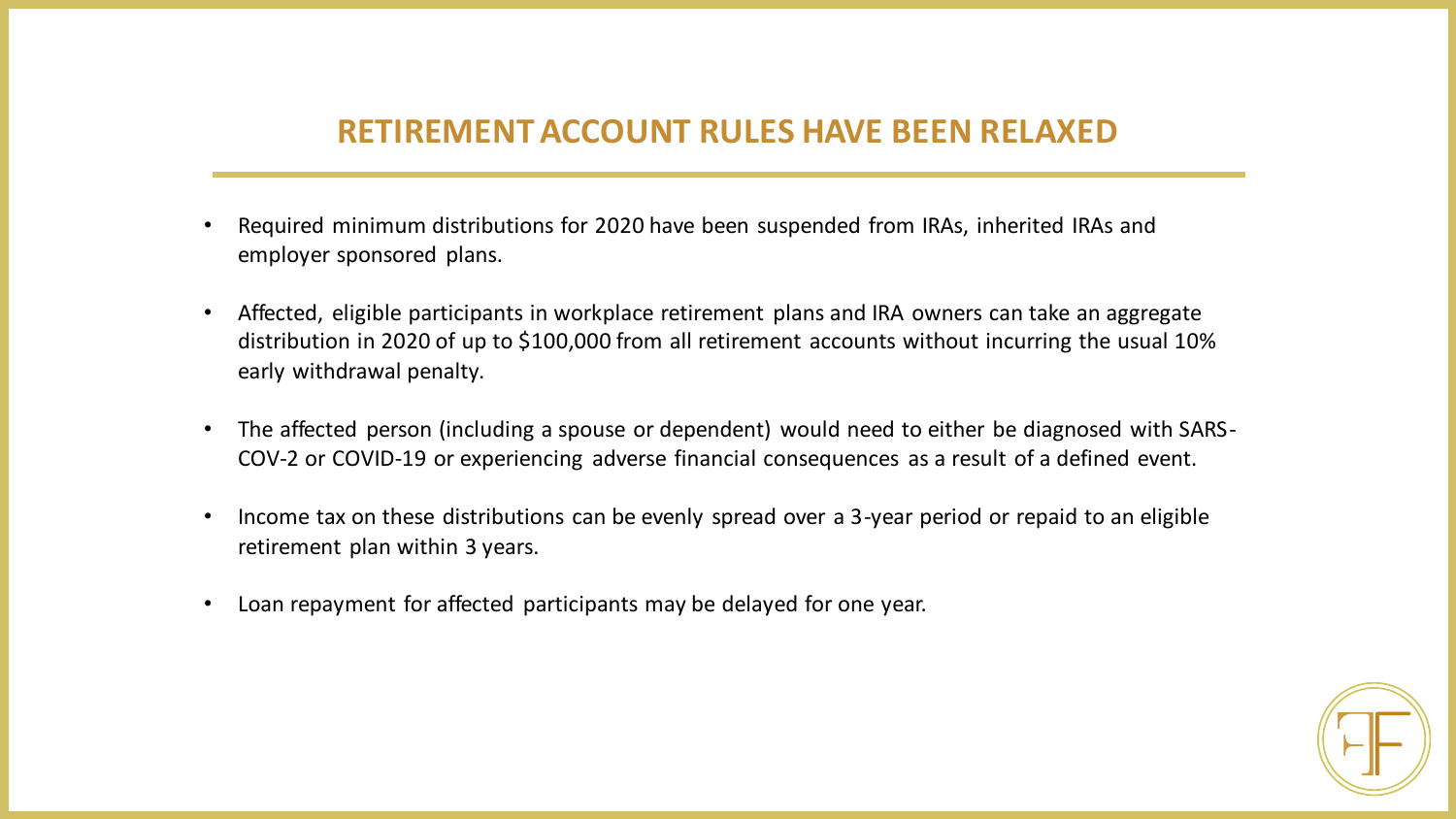# RETIREMENT ACCOUNT RULES HAVE BEEN RELAXED

- Required minimum distributions for 2020 have been suspended from IRAs, inherited IRAs and employer sponsored plans.
- Affected, eligible participants in workplace retirement plans and IRA owners can take an aggregate distribution in 2020 of up to $100,000 from all retirement accounts without incurring the usual 10% early withdrawal penalty.
- The affected person (including a spouse or dependent) would need to either be diagnosed with SARS-COV-2 or COVID-19 or experiencing adverse financial consequences as a result of a defined event.
- Income tax on these distributions can be evenly spread over a 3-year period or repaid to an eligible retirement plan within 3 years.
- Loan repayment for affected participants may be delayed for one year.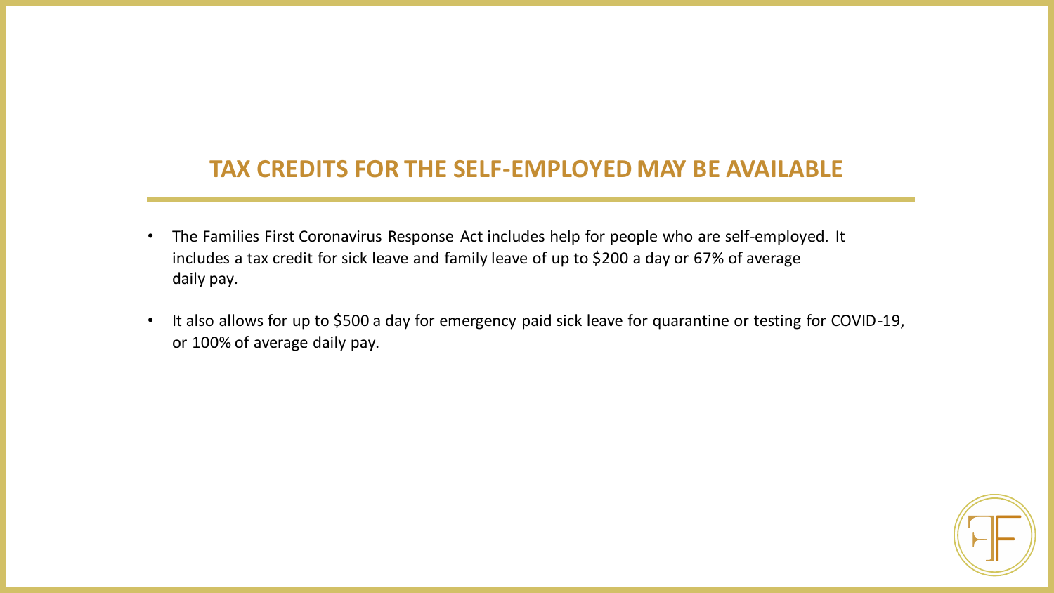## TAX CREDITS FOR THE SELF-EMPLOYED MAY BE AVAILABLE

- The Families First Coronavirus Response Act includes help for people who are self-employed. It includes a tax credit for sick leave and family leave of up to $200 a day or 67% of average daily pay.
- It also allows for up to $500 a day for emergency paid sick leave for quarantine or testing for COVID-19, or 100% of average daily pay.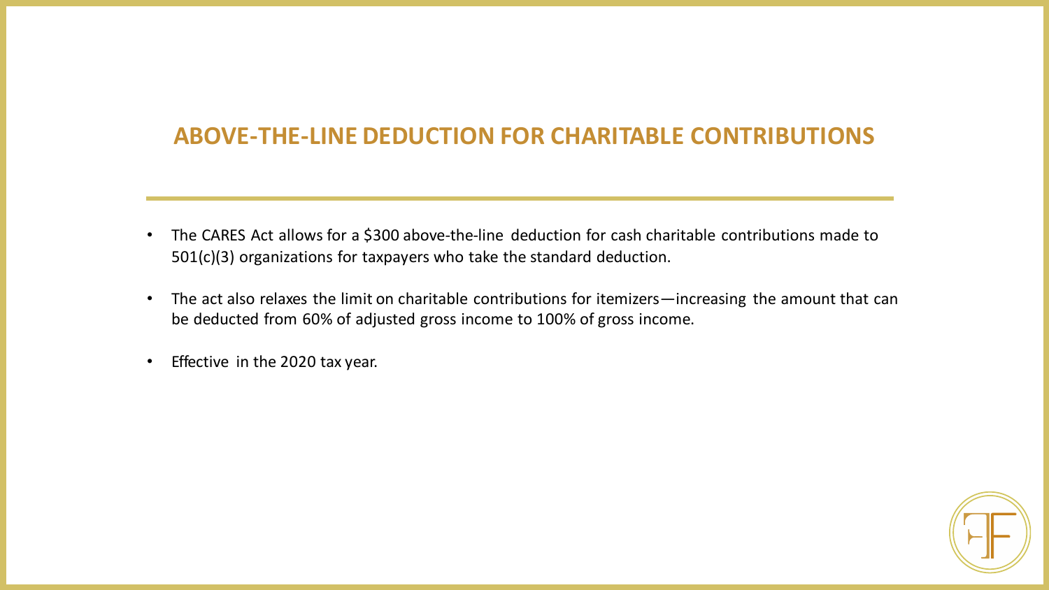## ABOVE-THE-LINE DEDUCTION FOR CHARITABLE CONTRIBUTIONS

- The CARES Act allows for a $300 above-the-line deduction for cash charitable contributions made to 501(c)(3) organizations for taxpayers who take the standard deduction.
- The act also relaxes the limit on charitable contributions for itemizers—increasing the amount that can be deducted from 60% of adjusted gross income to 100% of gross income.
- Effective in the 2020 tax year.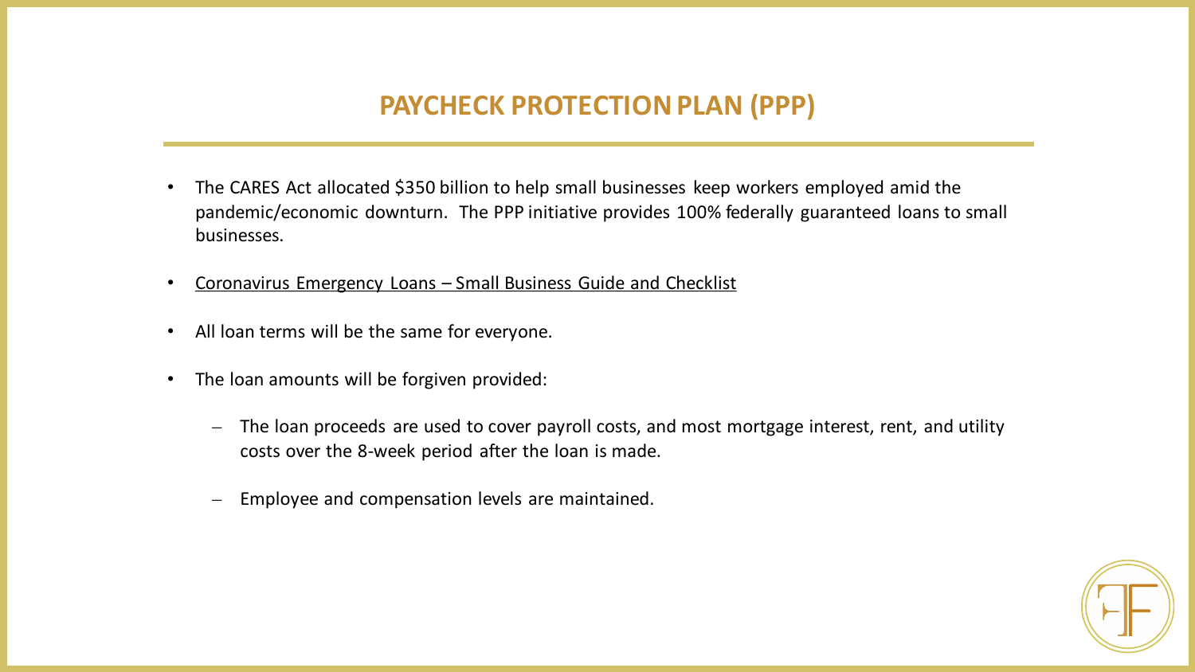# PAYCHECK PROTECTION PLAN (PPP)

- The CARES Act allocated $350 billion to help small businesses keep workers employed amid the pandemic/economic downturn. The PPP initiative provides 100% federally guaranteed loans to small businesses.
- Coronavirus Emergency Loans – Small Business Guide and Checklist
- All loan terms will be the same for everyone.
- The loan amounts will be forgiven provided:
  - The loan proceeds are used to cover payroll costs, and most mortgage interest, rent, and utility costs over the 8-week period after the loan is made.
  - Employee and compensation levels are maintained.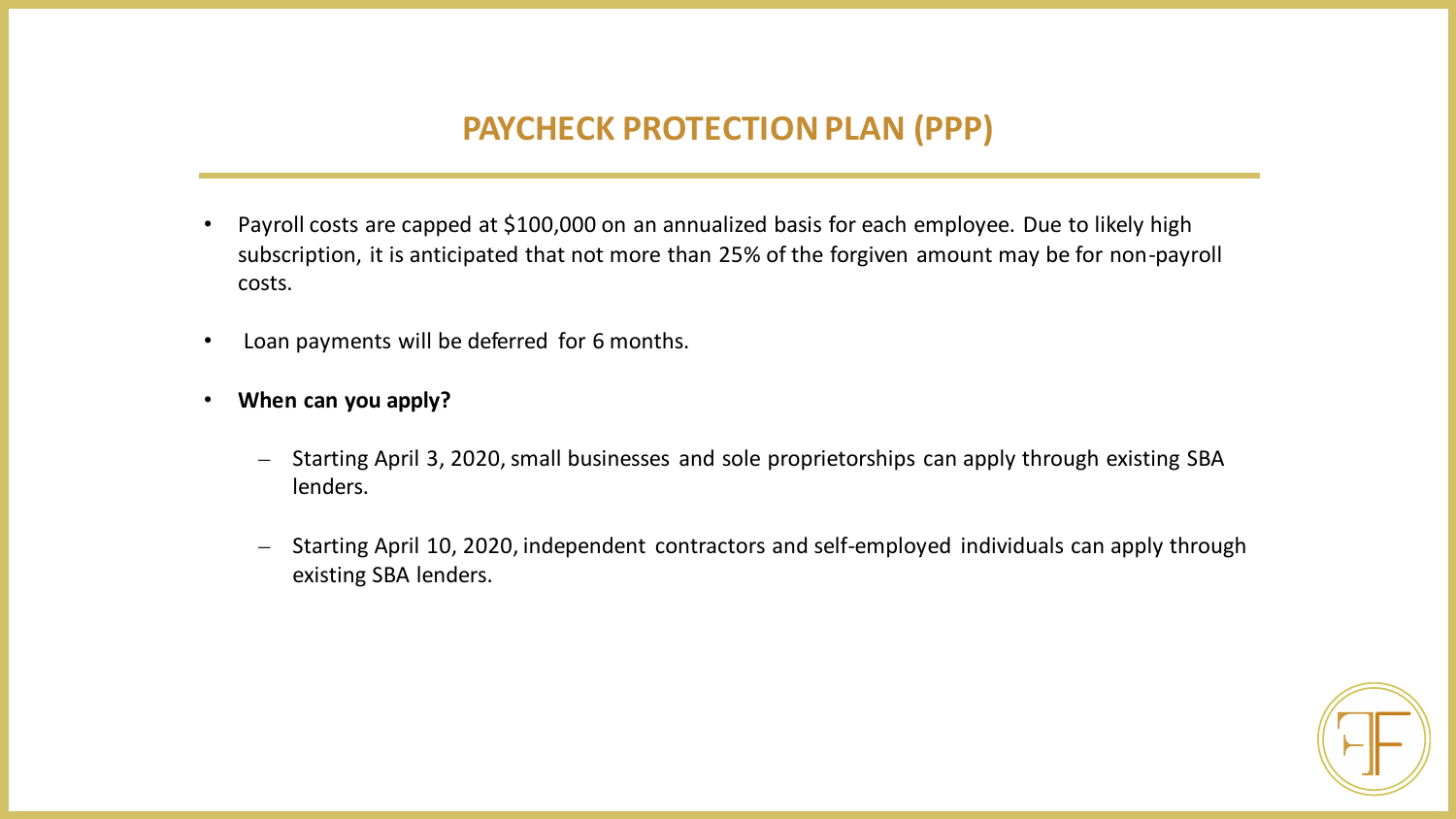## PAYCHECK PROTECTION PLAN (PPP)

- Payroll costs are capped at $100,000 on an annualized basis for each employee. Due to likely high subscription, it is anticipated that not more than 25% of the forgiven amount may be for non-payroll costs.
- Loan payments will be deferred for 6 months.
- **When can you apply?**
  - Starting April 3, 2020, small businesses and sole proprietorships can apply through existing SBA lenders.
  - Starting April 10, 2020, independent contractors and self-employed individuals can apply through existing SBA lenders.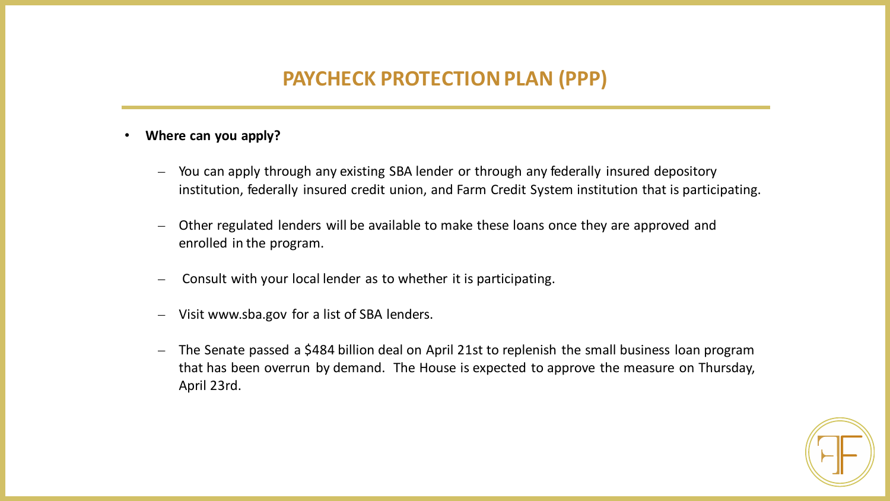# PAYCHECK PROTECTION PLAN (PPP)

- **Where can you apply?**
  - You can apply through any existing SBA lender or through any federally insured depository institution, federally insured credit union, and Farm Credit System institution that is participating.
  - Other regulated lenders will be available to make these loans once they are approved and enrolled in the program.
  - Consult with your local lender as to whether it is participating.
  - Visit www.sba.gov for a list of SBA lenders.
  - The Senate passed a $484 billion deal on April 21st to replenish the small business loan program that has been overrun by demand. The House is expected to approve the measure on Thursday, April 23rd.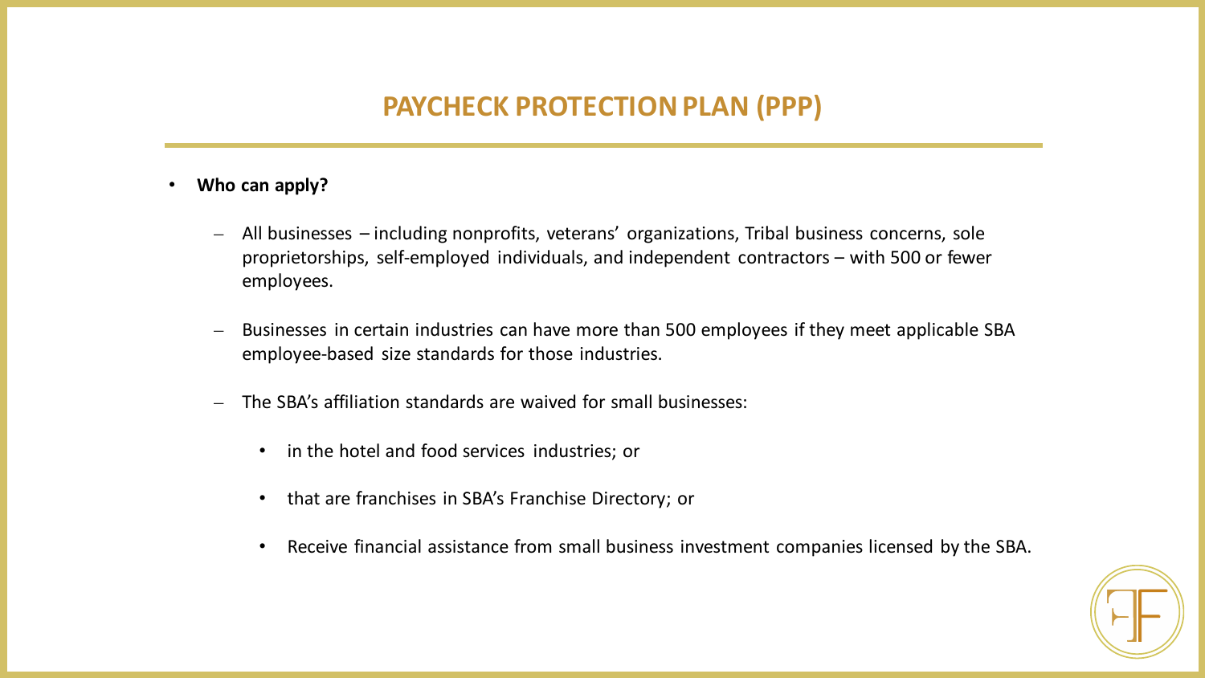# PAYCHECK PROTECTION PLAN (PPP)

- **Who can apply?**
  - All businesses – including nonprofits, veterans' organizations, Tribal business concerns, sole proprietorships, self-employed individuals, and independent contractors – with 500 or fewer employees.
  - Businesses in certain industries can have more than 500 employees if they meet applicable SBA employee-based size standards for those industries.
  - The SBA's affiliation standards are waived for small businesses:
    - in the hotel and food services industries; or
    - that are franchises in SBA's Franchise Directory; or
    - Receive financial assistance from small business investment companies licensed by the SBA.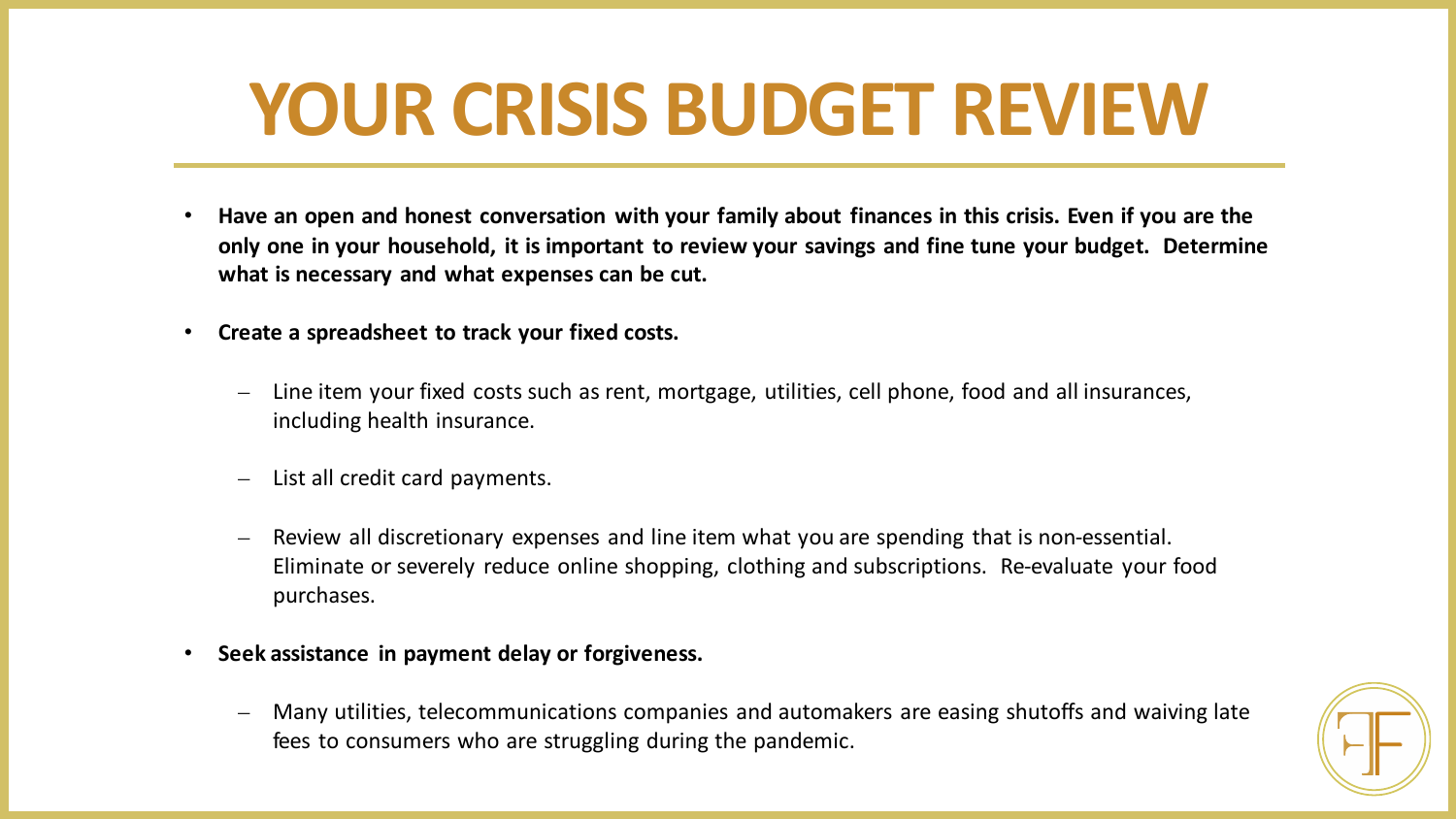# YOUR CRISIS BUDGET REVIEW

- **Have an open and honest conversation with your family about finances in this crisis. Even if you are the only one in your household, it is important to review your savings and fine tune your budget. Determine what is necessary and what expenses can be cut.**
- **Create a spreadsheet to track your fixed costs.**
  - Line item your fixed costs such as rent, mortgage, utilities, cell phone, food and all insurances, including health insurance.
  - List all credit card payments.
  - Review all discretionary expenses and line item what you are spending that is non-essential. Eliminate or severely reduce online shopping, clothing and subscriptions. Re-evaluate your food purchases.
- **Seek assistance in payment delay or forgiveness.**
  - Many utilities, telecommunications companies and automakers are easing shutoffs and waiving late fees to consumers who are struggling during the pandemic.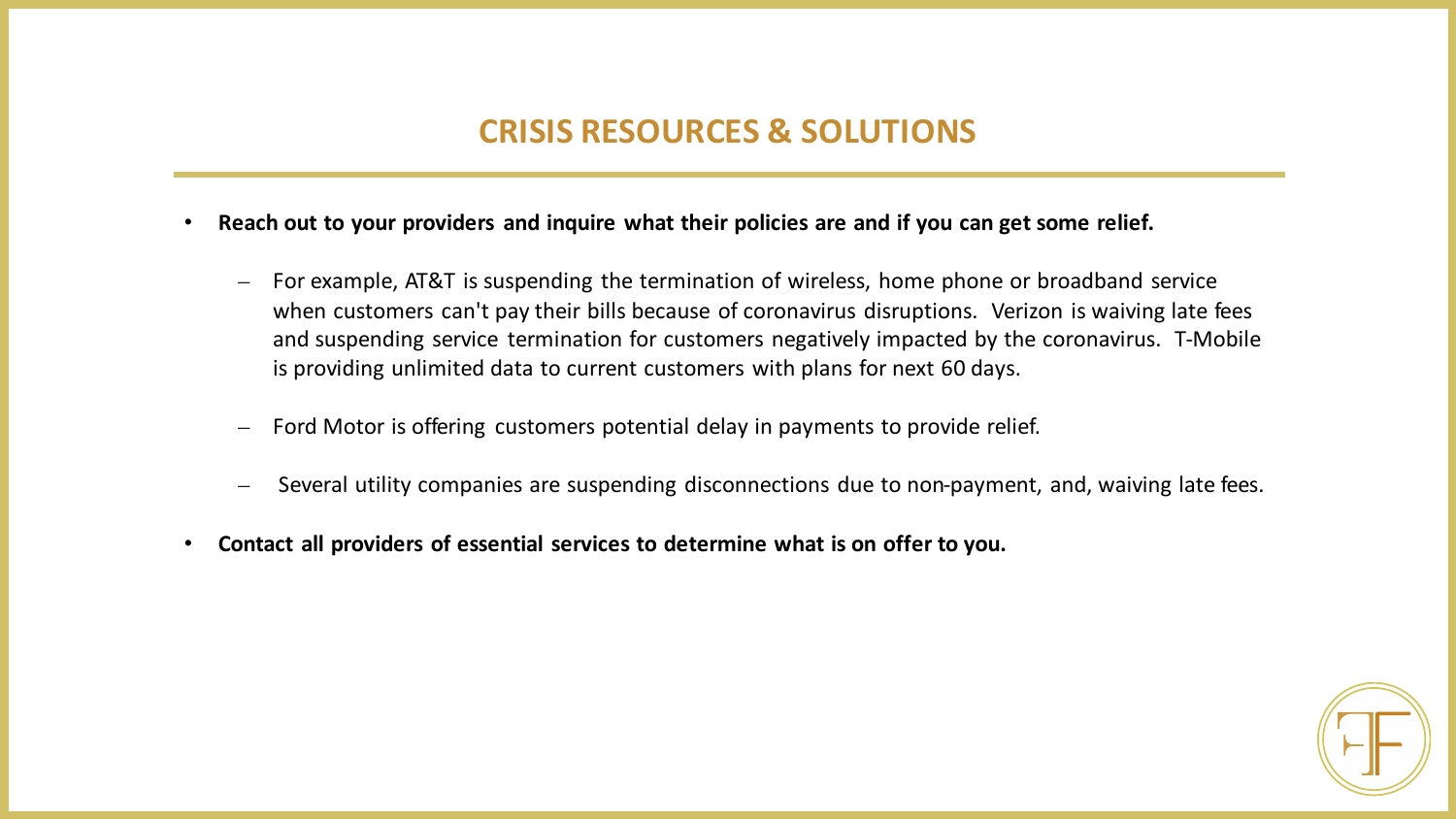## CRISIS RESOURCES & SOLUTIONS

- **Reach out to your providers and inquire what their policies are and if you can get some relief.**
  - For example, AT&T is suspending the termination of wireless, home phone or broadband service when customers can't pay their bills because of coronavirus disruptions. Verizon is waiving late fees and suspending service termination for customers negatively impacted by the coronavirus. T-Mobile is providing unlimited data to current customers with plans for next 60 days.
  - Ford Motor is offering customers potential delay in payments to provide relief.
  - Several utility companies are suspending disconnections due to non-payment, and, waiving late fees.
- **Contact all providers of essential services to determine what is on offer to you.**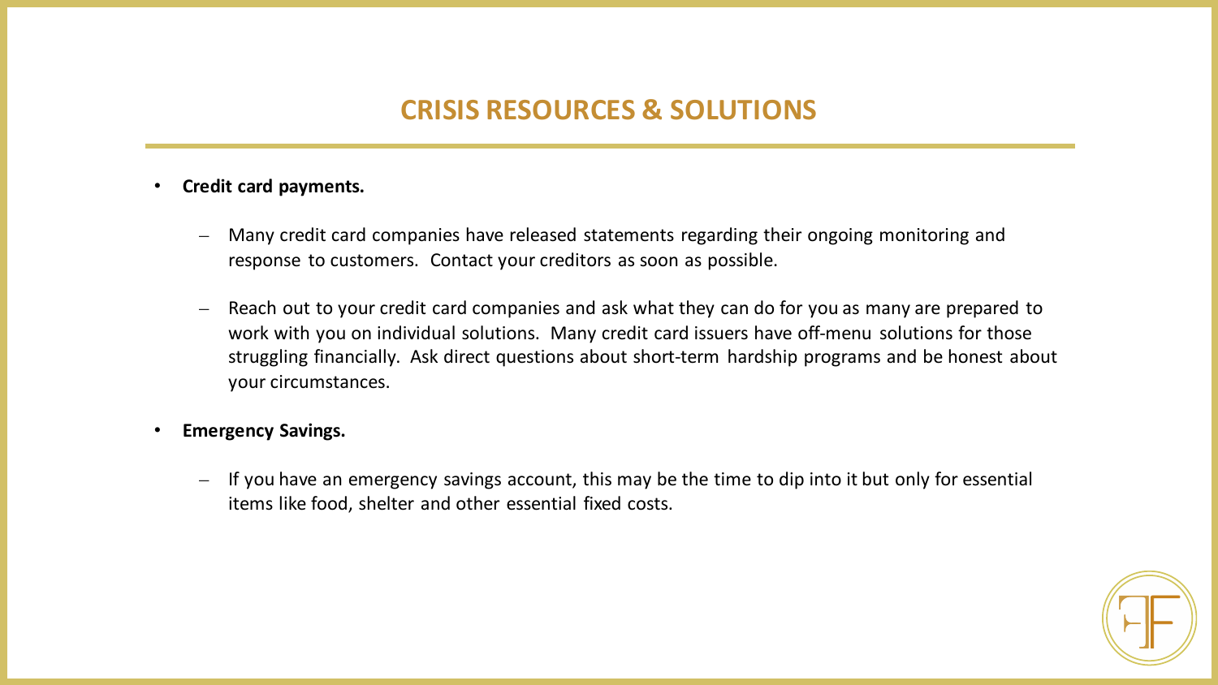## CRISIS RESOURCES & SOLUTIONS

- **Credit card payments.**
  - Many credit card companies have released statements regarding their ongoing monitoring and response to customers. Contact your creditors as soon as possible.
  - Reach out to your credit card companies and ask what they can do for you as many are prepared to work with you on individual solutions. Many credit card issuers have off-menu solutions for those struggling financially. Ask direct questions about short-term hardship programs and be honest about your circumstances.
- **Emergency Savings.**
  - If you have an emergency savings account, this may be the time to dip into it but only for essential items like food, shelter and other essential fixed costs.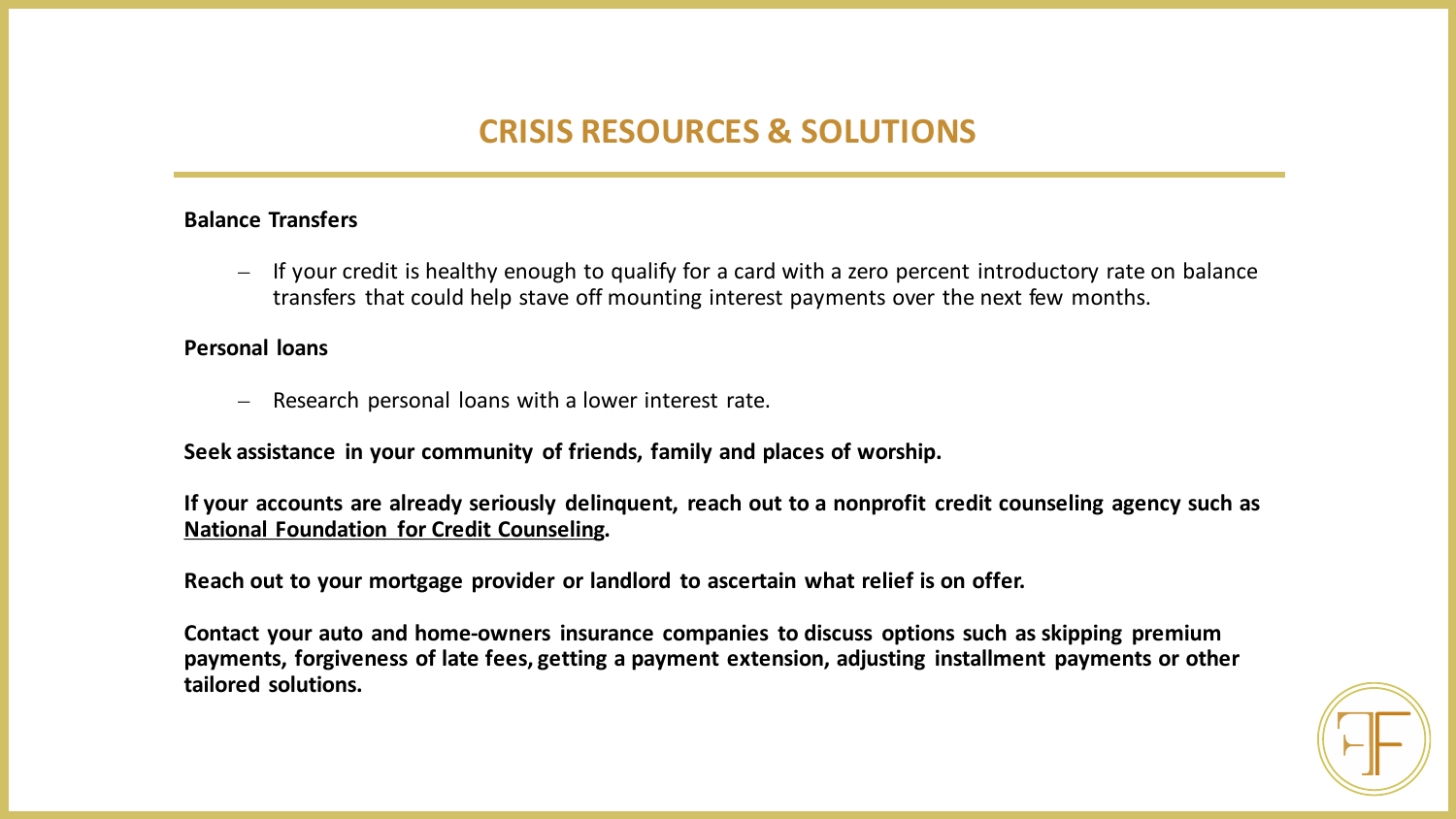# CRISIS RESOURCES & SOLUTIONS

**Balance Transfers**

- If your credit is healthy enough to qualify for a card with a zero percent introductory rate on balance transfers that could help stave off mounting interest payments over the next few months.

**Personal loans**

- Research personal loans with a lower interest rate.

**Seek assistance in your community of friends, family and places of worship.**

**If your accounts are already seriously delinquent, reach out to a nonprofit credit counseling agency such as National Foundation for Credit Counseling.**

**Reach out to your mortgage provider or landlord to ascertain what relief is on offer.**

**Contact your auto and home-owners insurance companies to discuss options such as skipping premium payments, forgiveness of late fees, getting a payment extension, adjusting installment payments or other tailored solutions.**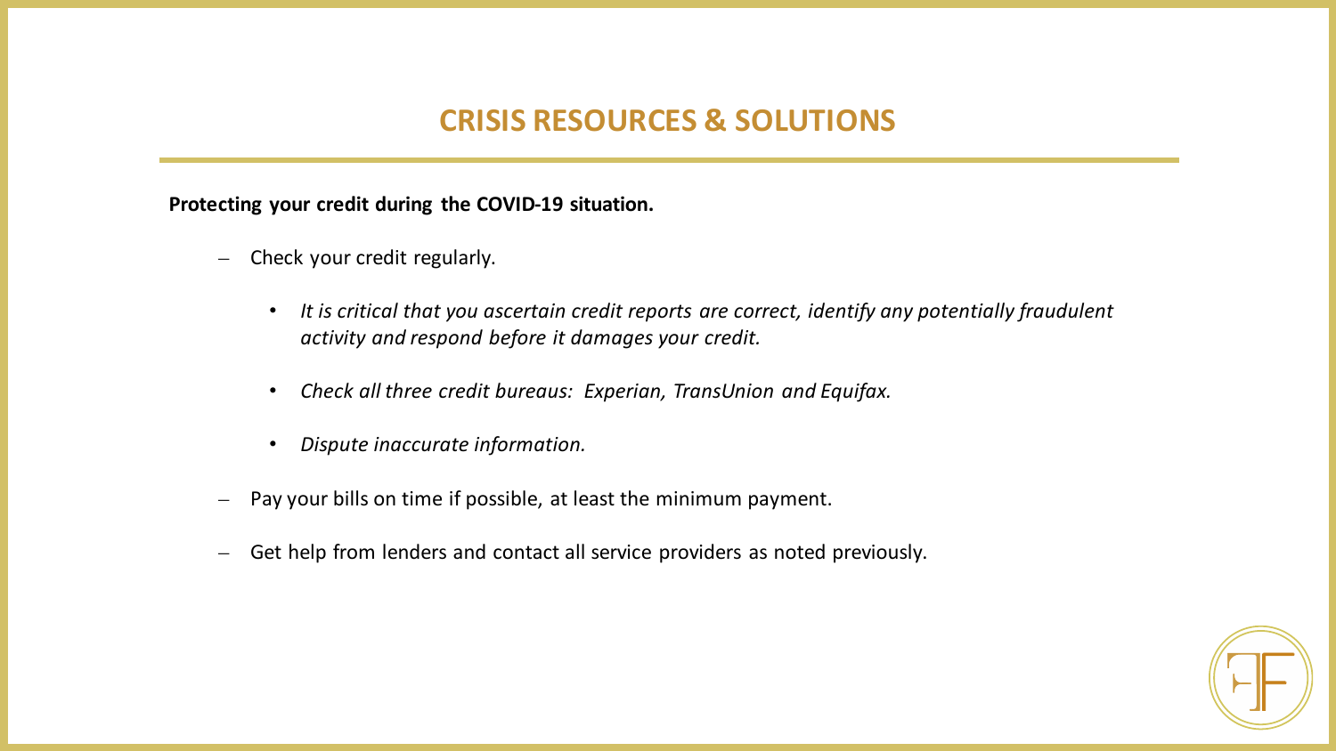# CRISIS RESOURCES & SOLUTIONS

**Protecting your credit during the COVID-19 situation.**

- Check your credit regularly.
  - *It is critical that you ascertain credit reports are correct, identify any potentially fraudulent activity and respond before it damages your credit.*
  - *Check all three credit bureaus: Experian, TransUnion and Equifax.*
  - *Dispute inaccurate information.*
- Pay your bills on time if possible, at least the minimum payment.
- Get help from lenders and contact all service providers as noted previously.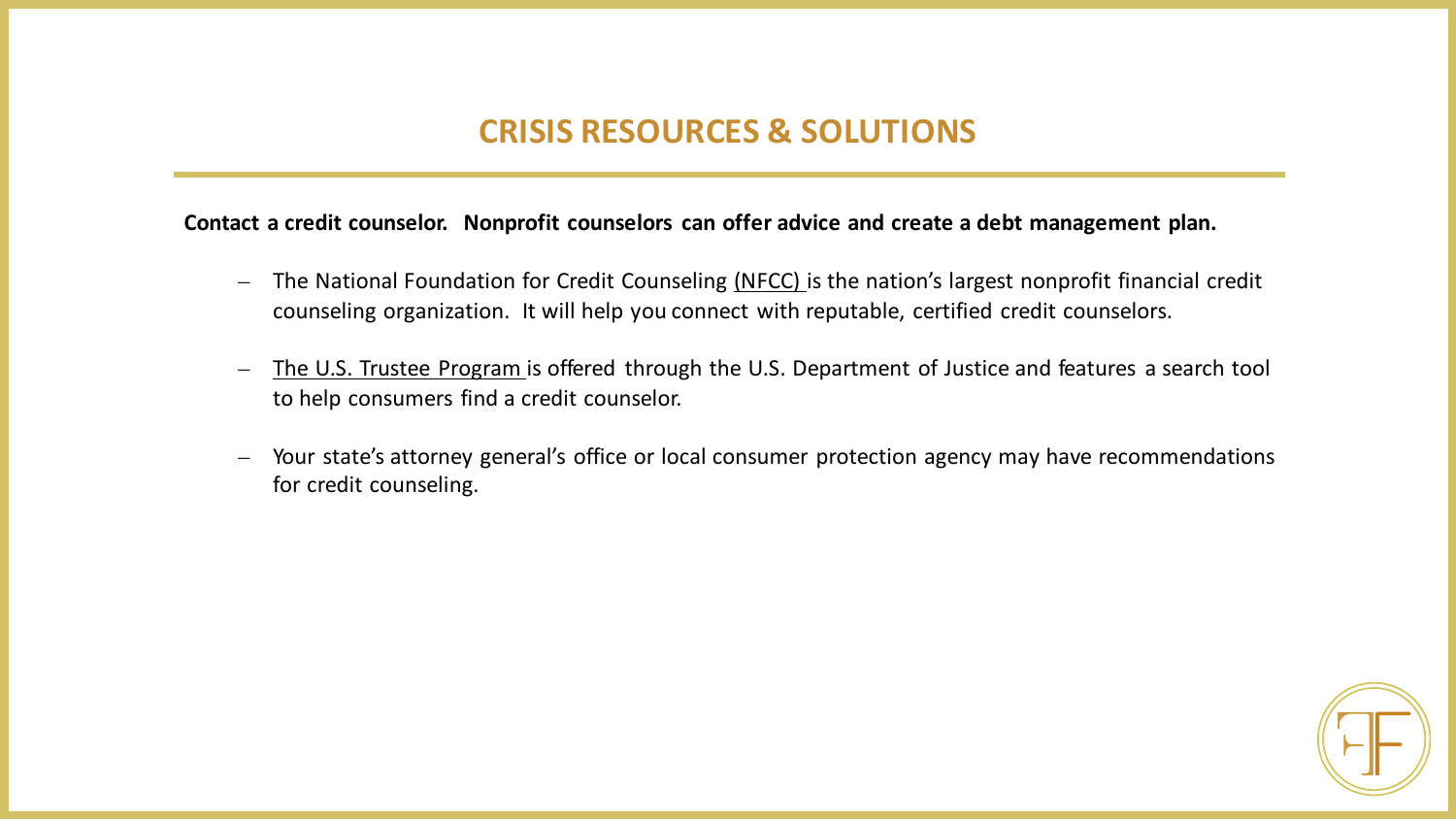# CRISIS RESOURCES & SOLUTIONS

**Contact a credit counselor. Nonprofit counselors can offer advice and create a debt management plan.**

- The National Foundation for Credit Counseling (NFCC) is the nation's largest nonprofit financial credit counseling organization. It will help you connect with reputable, certified credit counselors.
- The U.S. Trustee Program is offered through the U.S. Department of Justice and features a search tool to help consumers find a credit counselor.
- Your state's attorney general's office or local consumer protection agency may have recommendations for credit counseling.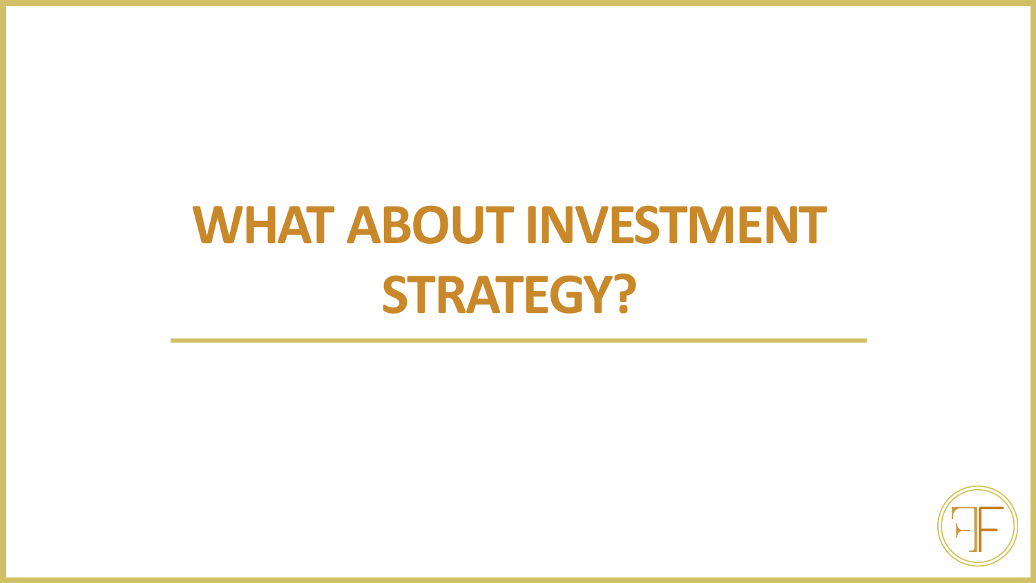# WHAT ABOUT INVESTMENT STRATEGY?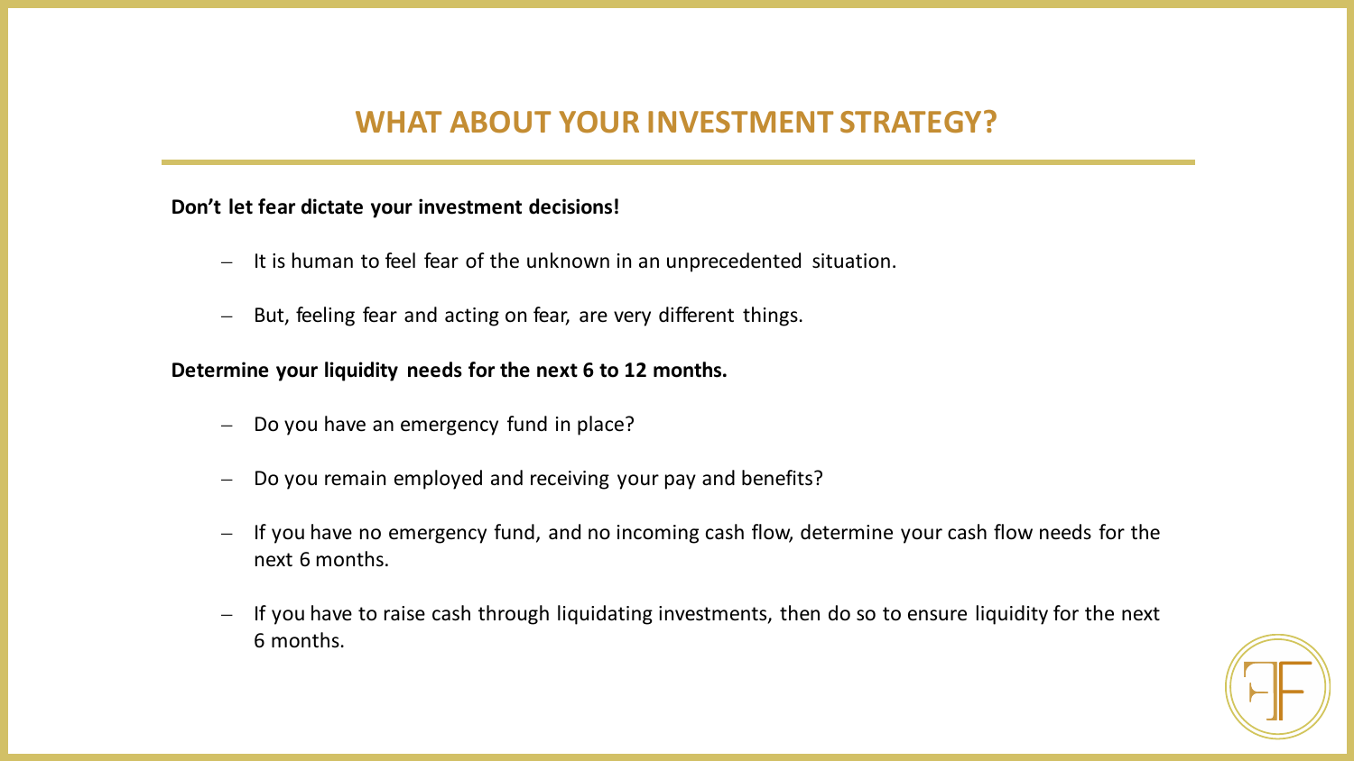# WHAT ABOUT YOUR INVESTMENT STRATEGY?

**Don't let fear dictate your investment decisions!**

- It is human to feel fear of the unknown in an unprecedented situation.
- But, feeling fear and acting on fear, are very different things.

**Determine your liquidity needs for the next 6 to 12 months.**

- Do you have an emergency fund in place?
- Do you remain employed and receiving your pay and benefits?
- If you have no emergency fund, and no incoming cash flow, determine your cash flow needs for the next 6 months.
- If you have to raise cash through liquidating investments, then do so to ensure liquidity for the next 6 months.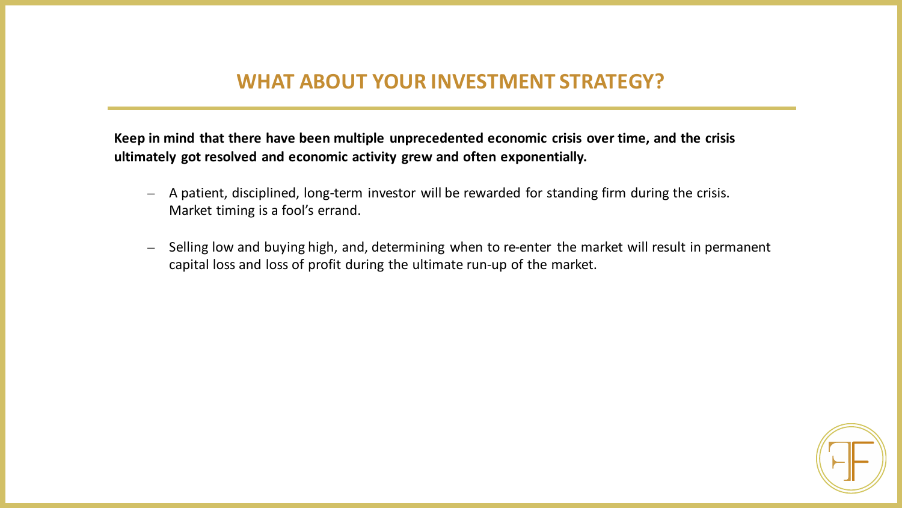## WHAT ABOUT YOUR INVESTMENT STRATEGY?

**Keep in mind that there have been multiple unprecedented economic crisis over time, and the crisis ultimately got resolved and economic activity grew and often exponentially.**

- A patient, disciplined, long-term investor will be rewarded for standing firm during the crisis. Market timing is a fool's errand.
- Selling low and buying high, and, determining when to re-enter the market will result in permanent capital loss and loss of profit during the ultimate run-up of the market.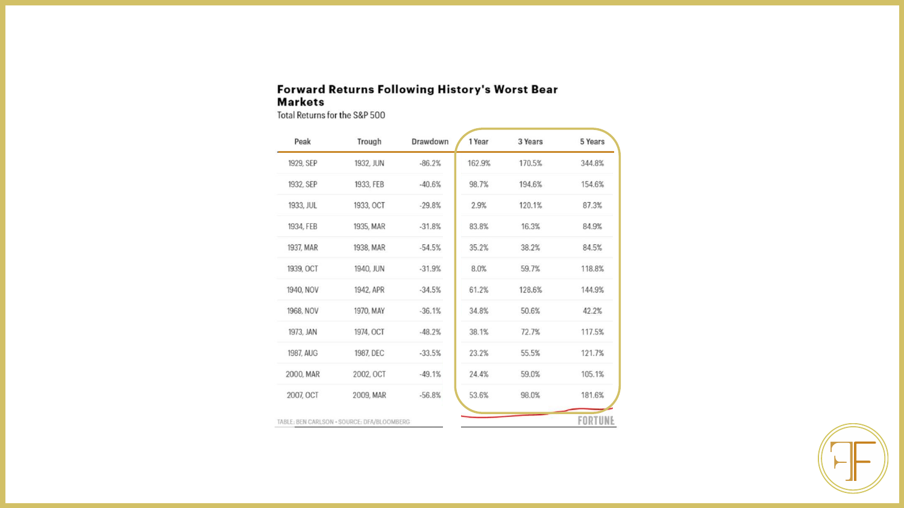## Forward Returns Following History's Worst Bear Markets

Total Returns for the S&P 500

| Peak | Trough | Drawdown | 1 Year | 3 Years | 5 Years |
|---|---|---|---|---|---|
| 1929, SEP | 1932, JUN | -86.2% | 162.9% | 170.5% | 344.8% |
| 1932, SEP | 1933, FEB | -40.6% | 98.7% | 194.6% | 154.6% |
| 1933, JUL | 1933, OCT | -29.8% | 2.9% | 120.1% | 87.3% |
| 1934, FEB | 1935, MAR | -31.8% | 83.8% | 16.3% | 84.9% |
| 1937, MAR | 1938, MAR | -54.5% | 35.2% | 38.2% | 84.5% |
| 1939, OCT | 1940, JUN | -31.9% | 8.0% | 59.7% | 118.8% |
| 1940, NOV | 1942, APR | -34.5% | 61.2% | 128.6% | 144.9% |
| 1968, NOV | 1970, MAY | -36.1% | 34.8% | 50.6% | 42.2% |
| 1973, JAN | 1974, OCT | -48.2% | 38.1% | 72.7% | 117.5% |
| 1987, AUG | 1987, DEC | -33.5% | 23.2% | 55.5% | 121.7% |
| 2000, MAR | 2002, OCT | -49.1% | 24.4% | 59.0% | 105.1% |
| 2007, OCT | 2009, MAR | -56.8% | 53.6% | 98.0% | 181.6% |

TABLE: BEN CARLSON • SOURCE: DFA/BLOOMBERG

FORTUNE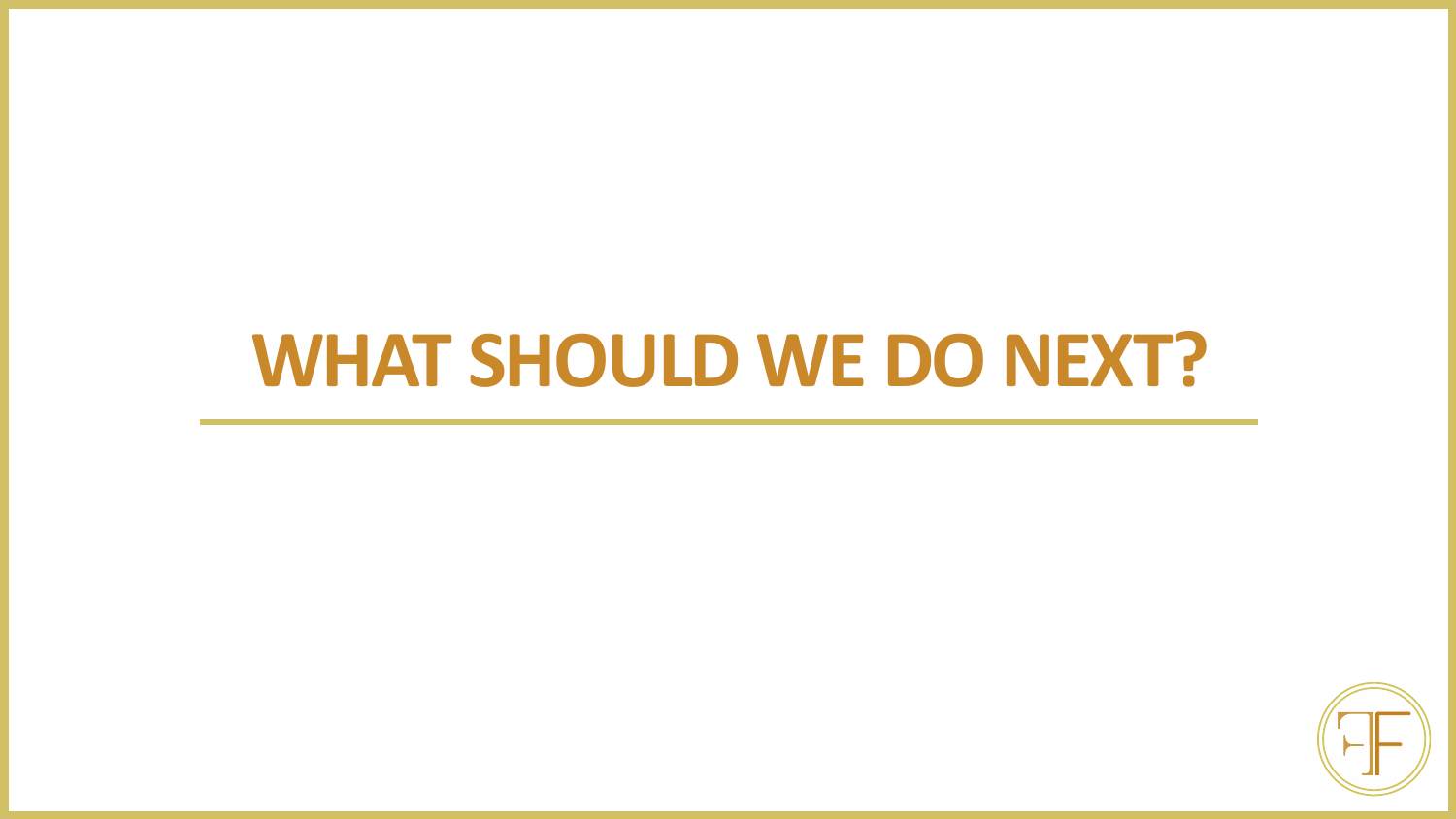# WHAT SHOULD WE DO NEXT?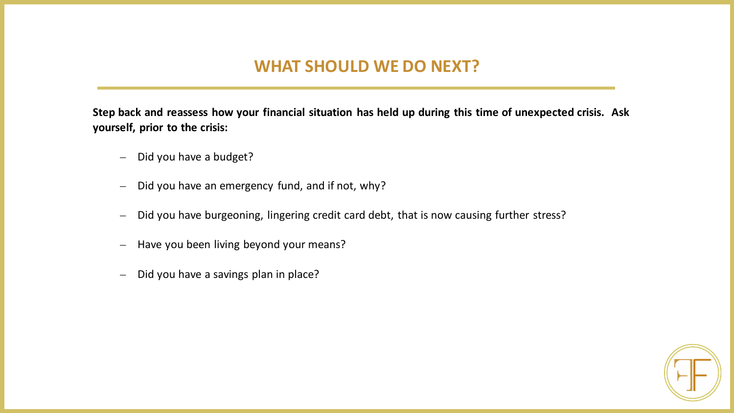# WHAT SHOULD WE DO NEXT?

**Step back and reassess how your financial situation has held up during this time of unexpected crisis. Ask yourself, prior to the crisis:**

- Did you have a budget?
- Did you have an emergency fund, and if not, why?
- Did you have burgeoning, lingering credit card debt, that is now causing further stress?
- Have you been living beyond your means?
- Did you have a savings plan in place?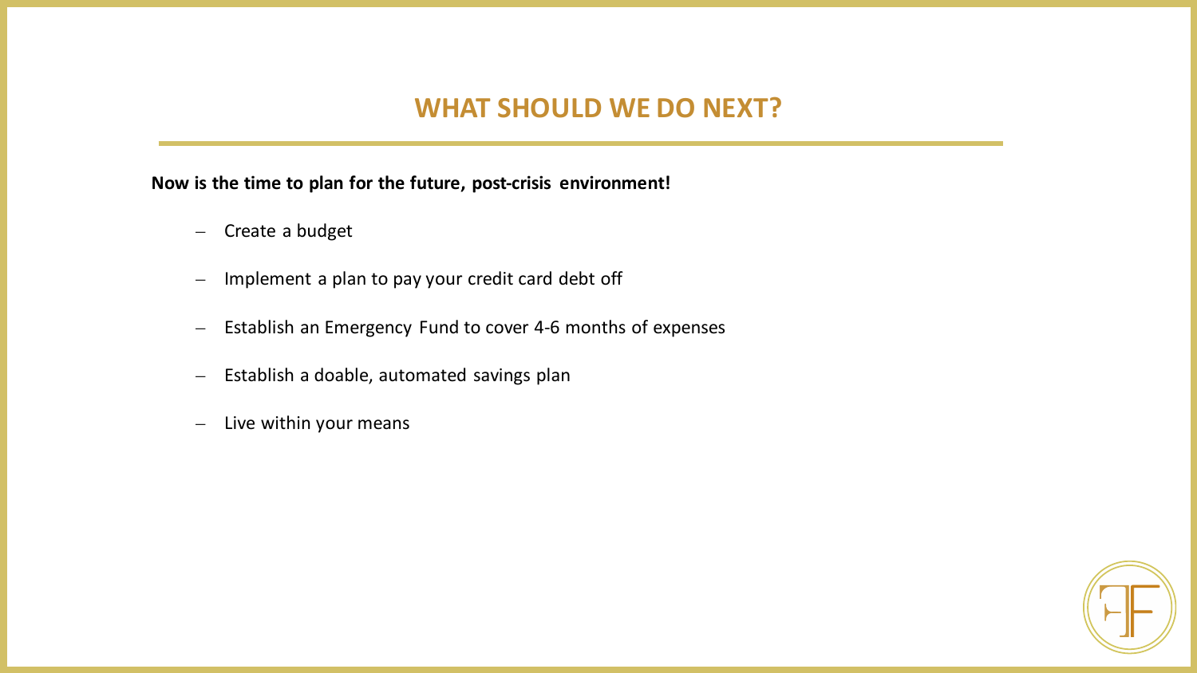# WHAT SHOULD WE DO NEXT?

**Now is the time to plan for the future, post-crisis environment!**

- Create a budget
- Implement a plan to pay your credit card debt off
- Establish an Emergency Fund to cover 4-6 months of expenses
- Establish a doable, automated savings plan
- Live within your means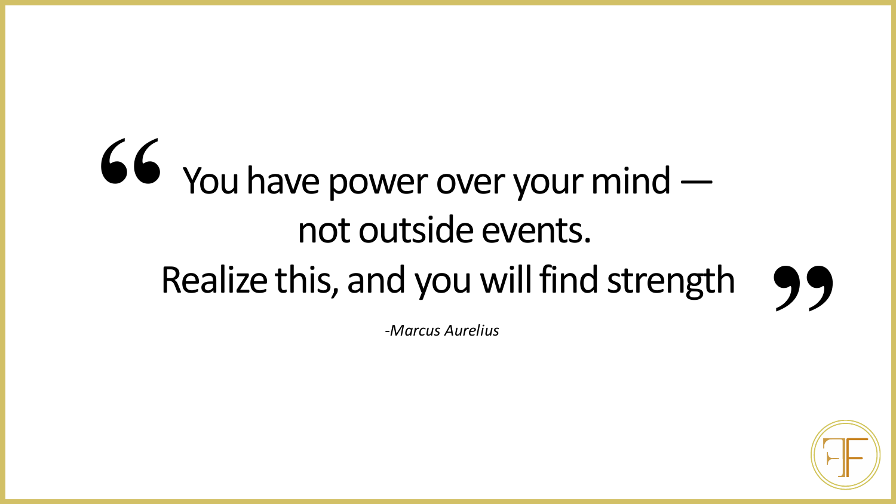> “You have power over your mind —
> not outside events.
> Realize this, and you will find strength”

*-Marcus Aurelius*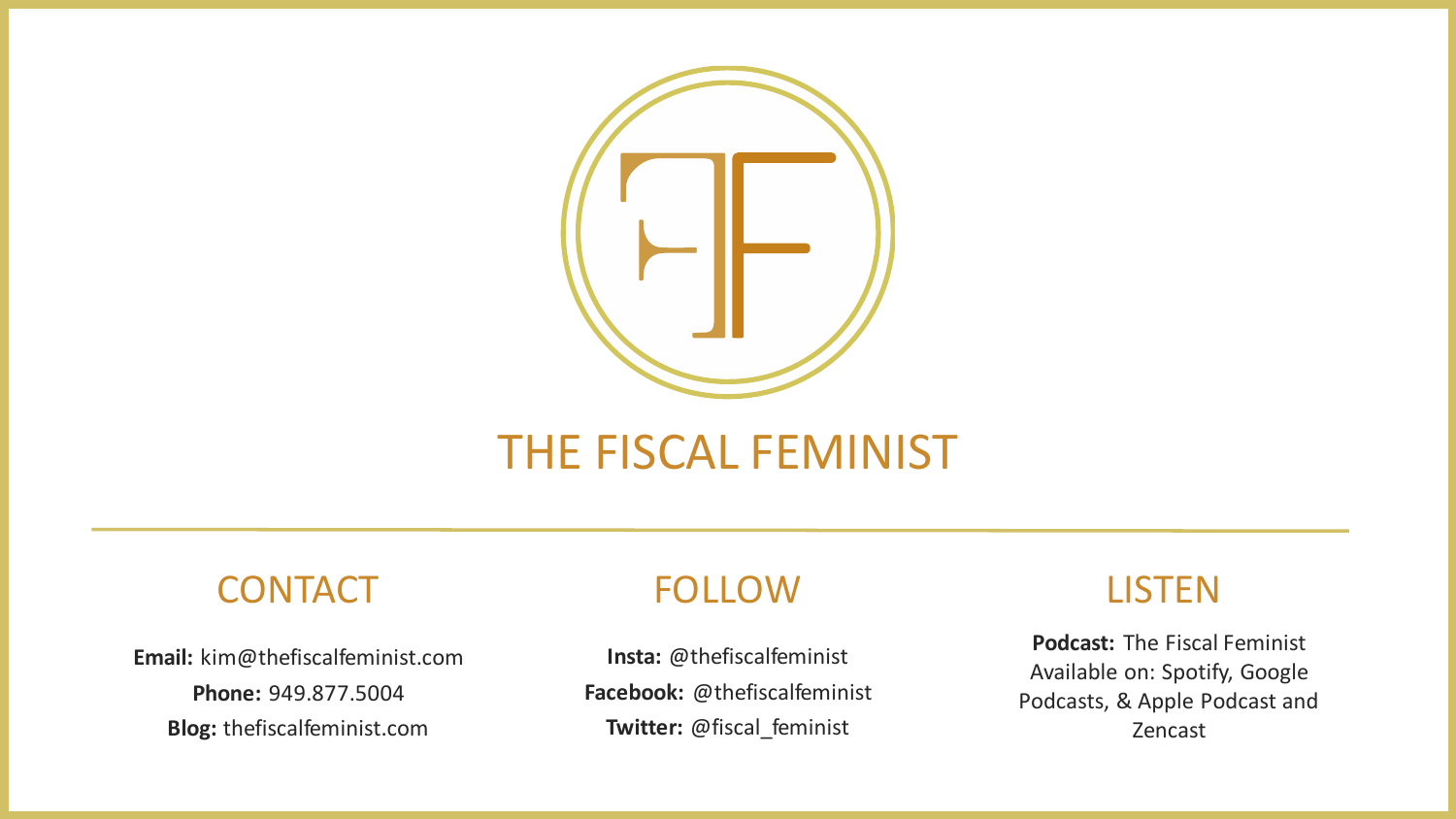# THE FISCAL FEMINIST

## CONTACT

**Email:** kim@thefiscalfeminist.com
**Phone:** 949.877.5004
**Blog:** thefiscalfeminist.com

## FOLLOW

**Insta:** @thefiscalfeminist
**Facebook:** @thefiscalfeminist
**Twitter:** @fiscal_feminist

## LISTEN

**Podcast:** The Fiscal Feminist
Available on: Spotify, Google Podcasts, & Apple Podcast and Zencast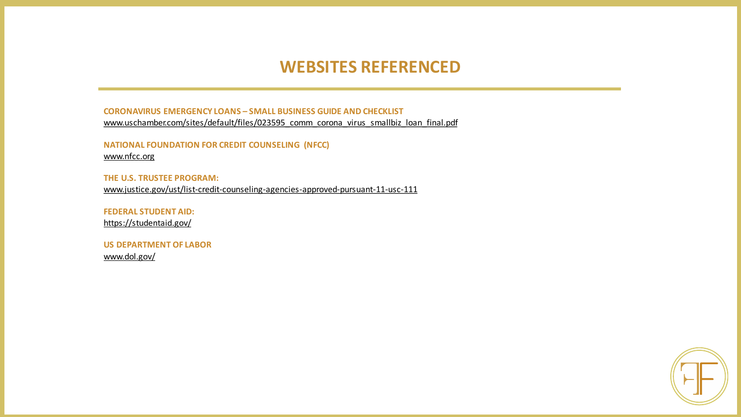# WEBSITES REFERENCED

**CORONAVIRUS EMERGENCY LOANS – SMALL BUSINESS GUIDE AND CHECKLIST**
www.uschamber.com/sites/default/files/023595_comm_corona_virus_smallbiz_loan_final.pdf

**NATIONAL FOUNDATION FOR CREDIT COUNSELING (NFCC)**
www.nfcc.org

**THE U.S. TRUSTEE PROGRAM:**
www.justice.gov/ust/list-credit-counseling-agencies-approved-pursuant-11-usc-111

**FEDERAL STUDENT AID:**
https://studentaid.gov/

**US DEPARTMENT OF LABOR**
www.dol.gov/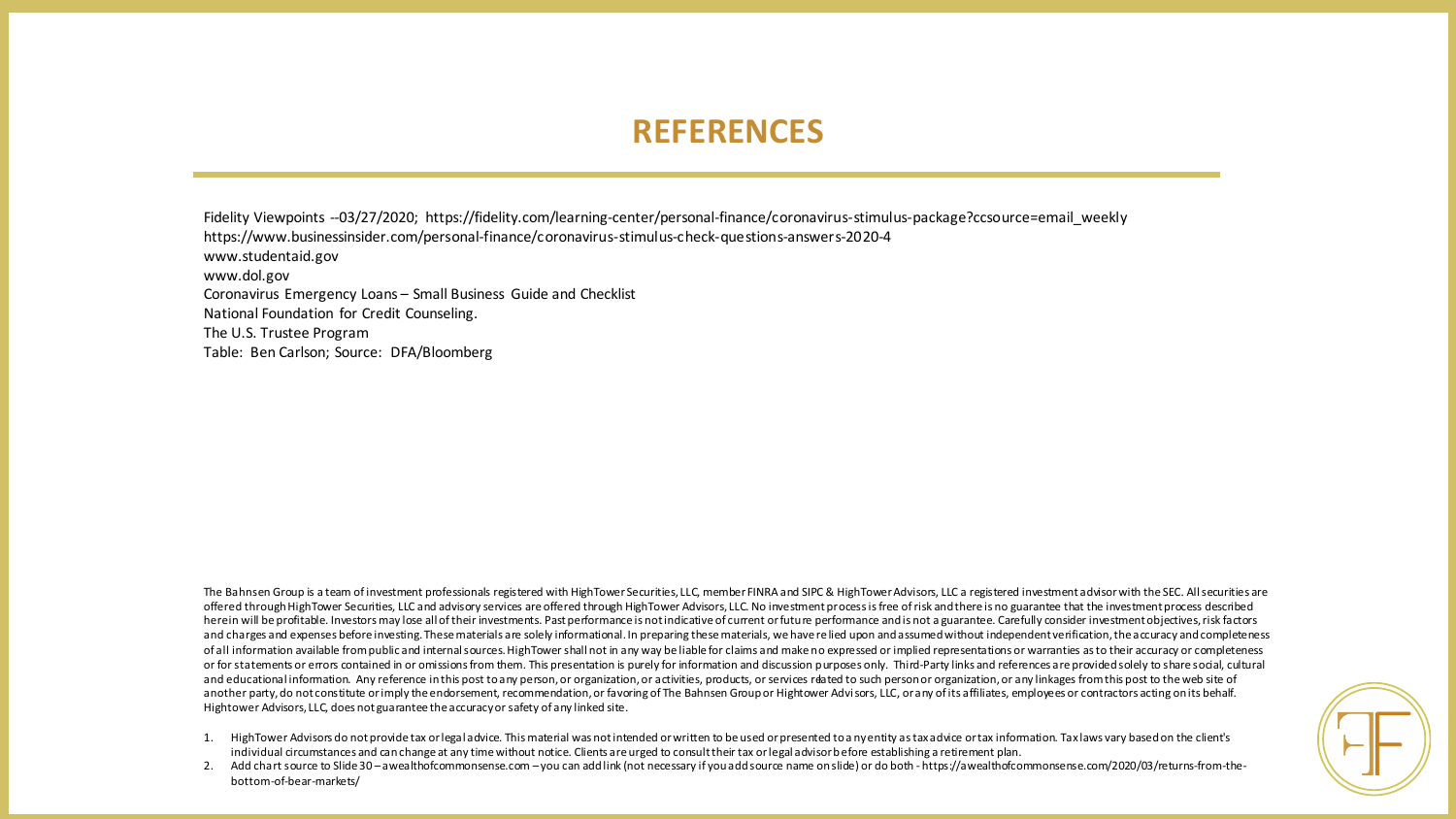# REFERENCES

Fidelity Viewpoints --03/27/2020; https://fidelity.com/learning-center/personal-finance/coronavirus-stimulus-package?ccsource=email_weekly
https://www.businessinsider.com/personal-finance/coronavirus-stimulus-check-questions-answers-2020-4
www.studentaid.gov
www.dol.gov
Coronavirus Emergency Loans – Small Business Guide and Checklist
National Foundation for Credit Counseling.
The U.S. Trustee Program
Table: Ben Carlson; Source: DFA/Bloomberg

The Bahnsen Group is a team of investment professionals registered with HighTower Securities, LLC, member FINRA and SIPC & HighTower Advisors, LLC a registered investment advisor with the SEC. All securities are offered through HighTower Securities, LLC and advisory services are offered through HighTower Advisors, LLC. No investment process is free of risk and there is no guarantee that the investment process described herein will be profitable. Investors may lose all of their investments. Past performance is not indicative of current or future performance and is not a guarantee. Carefully consider investment objectives, risk factors and charges and expenses before investing. These materials are solely informational. In preparing these materials, we have relied upon and assumed without independent verification, the accuracy and completeness of all information available from public and internal sources. HighTower shall not in any way be liable for claims and make no expressed or implied representations or warranties as to their accuracy or completeness or for statements or errors contained in or omissions from them. This presentation is purely for information and discussion purposes only. Third-Party links and references are provided solely to share social, cultural and educational information. Any reference in this post to any person, or organization, or activities, products, or services related to such person or organization, or any linkages from this post to the web site of another party, do not constitute or imply the endorsement, recommendation, or favoring of The Bahnsen Group or Hightower Advisors, LLC, or any of its affiliates, employees or contractors acting on its behalf. Hightower Advisors, LLC, does not guarantee the accuracy or safety of any linked site.

1. HighTower Advisors do not provide tax or legal advice. This material was not intended or written to be used or presented to any entity as tax advice or tax information. Tax laws vary based on the client's individual circumstances and can change at any time without notice. Clients are urged to consult their tax or legal advisor before establishing a retirement plan.
2. Add chart source to Slide 30 – awealthofcommonsense.com – you can add link (not necessary if you add source name on slide) or do both - https://awealthofcommonsense.com/2020/03/returns-from-the-bottom-of-bear-markets/